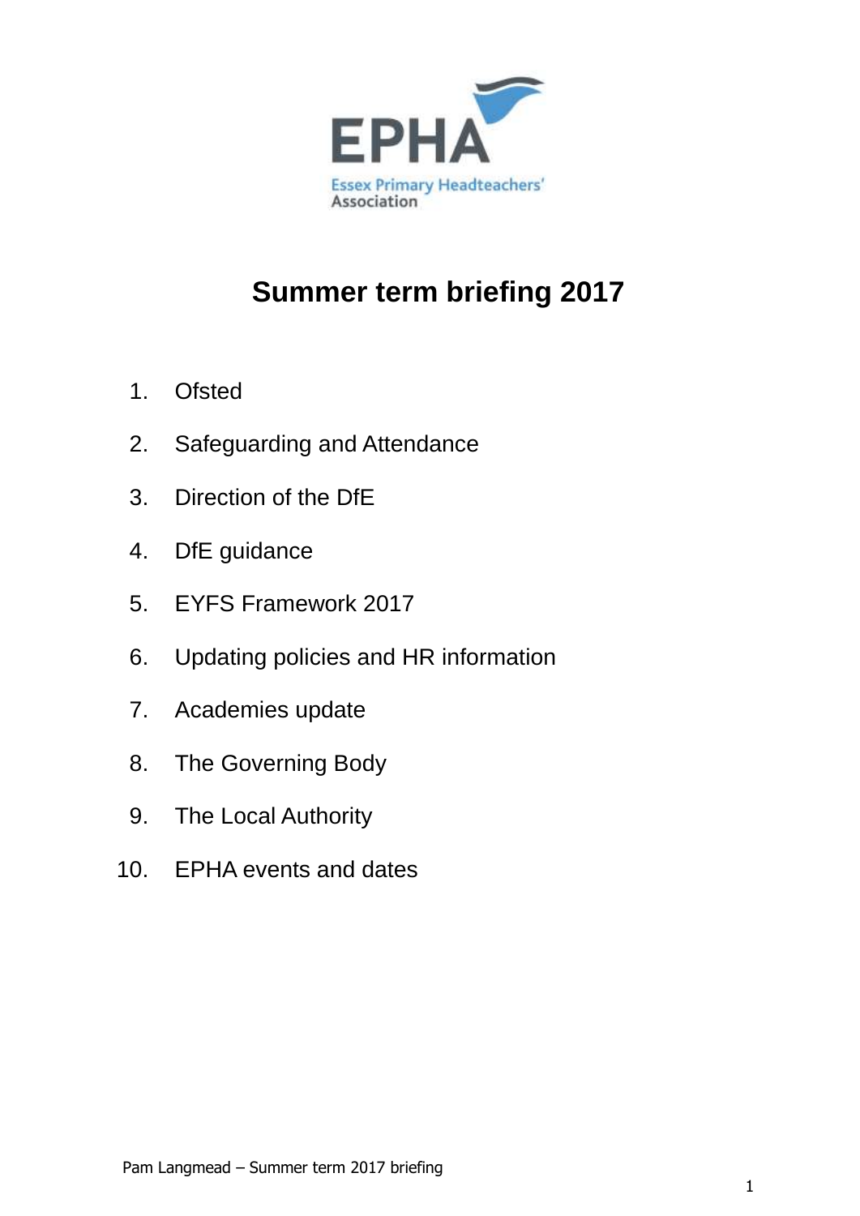EPHA

Essex Primary Headteachers' Association

# Summer term briefing 2017

1. Ofsted
2. Safeguarding and Attendance
3. Direction of the DfE
4. DfE guidance
5. EYFS Framework 2017
6. Updating policies and HR information
7. Academies update
8. The Governing Body
9. The Local Authority
10. EPHA events and dates

Pam Langmead – Summer term 2017 briefing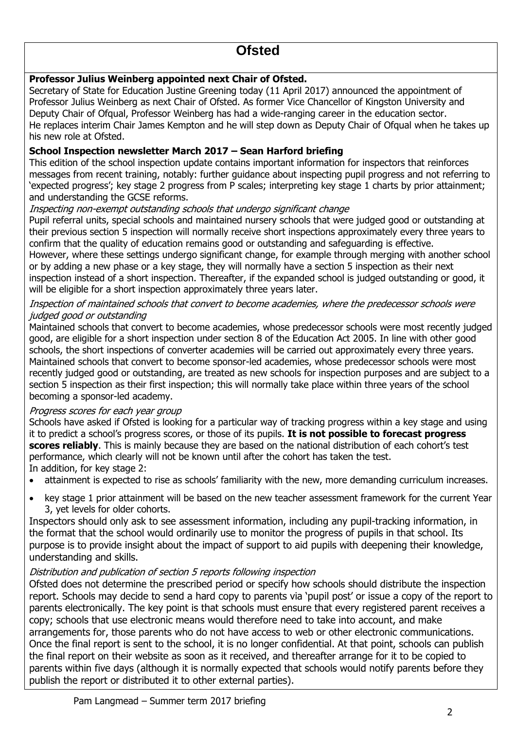# Ofsted

**Professor Julius Weinberg appointed next Chair of Ofsted.**

Secretary of State for Education Justine Greening today (11 April 2017) announced the appointment of Professor Julius Weinberg as next Chair of Ofsted. As former Vice Chancellor of Kingston University and Deputy Chair of Ofqual, Professor Weinberg has had a wide-ranging career in the education sector. He replaces interim Chair James Kempton and he will step down as Deputy Chair of Ofqual when he takes up his new role at Ofsted.

**School Inspection newsletter March 2017 – Sean Harford briefing**

This edition of the school inspection update contains important information for inspectors that reinforces messages from recent training, notably: further guidance about inspecting pupil progress and not referring to 'expected progress'; key stage 2 progress from P scales; interpreting key stage 1 charts by prior attainment; and understanding the GCSE reforms.

*Inspecting non-exempt outstanding schools that undergo significant change*

Pupil referral units, special schools and maintained nursery schools that were judged good or outstanding at their previous section 5 inspection will normally receive short inspections approximately every three years to confirm that the quality of education remains good or outstanding and safeguarding is effective.

However, where these settings undergo significant change, for example through merging with another school or by adding a new phase or a key stage, they will normally have a section 5 inspection as their next inspection instead of a short inspection. Thereafter, if the expanded school is judged outstanding or good, it will be eligible for a short inspection approximately three years later.

*Inspection of maintained schools that convert to become academies, where the predecessor schools were judged good or outstanding*

Maintained schools that convert to become academies, whose predecessor schools were most recently judged good, are eligible for a short inspection under section 8 of the Education Act 2005. In line with other good schools, the short inspections of converter academies will be carried out approximately every three years. Maintained schools that convert to become sponsor-led academies, whose predecessor schools were most recently judged good or outstanding, are treated as new schools for inspection purposes and are subject to a section 5 inspection as their first inspection; this will normally take place within three years of the school becoming a sponsor-led academy.

*Progress scores for each year group*

Schools have asked if Ofsted is looking for a particular way of tracking progress within a key stage and using it to predict a school's progress scores, or those of its pupils. **It is not possible to forecast progress scores reliably**. This is mainly because they are based on the national distribution of each cohort's test performance, which clearly will not be known until after the cohort has taken the test.

In addition, for key stage 2:

- attainment is expected to rise as schools' familiarity with the new, more demanding curriculum increases.
- key stage 1 prior attainment will be based on the new teacher assessment framework for the current Year 3, yet levels for older cohorts.

Inspectors should only ask to see assessment information, including any pupil-tracking information, in the format that the school would ordinarily use to monitor the progress of pupils in that school. Its purpose is to provide insight about the impact of support to aid pupils with deepening their knowledge, understanding and skills.

*Distribution and publication of section 5 reports following inspection*

Ofsted does not determine the prescribed period or specify how schools should distribute the inspection report. Schools may decide to send a hard copy to parents via 'pupil post' or issue a copy of the report to parents electronically. The key point is that schools must ensure that every registered parent receives a copy; schools that use electronic means would therefore need to take into account, and make arrangements for, those parents who do not have access to web or other electronic communications. Once the final report is sent to the school, it is no longer confidential. At that point, schools can publish the final report on their website as soon as it received, and thereafter arrange for it to be copied to parents within five days (although it is normally expected that schools would notify parents before they publish the report or distributed it to other external parties).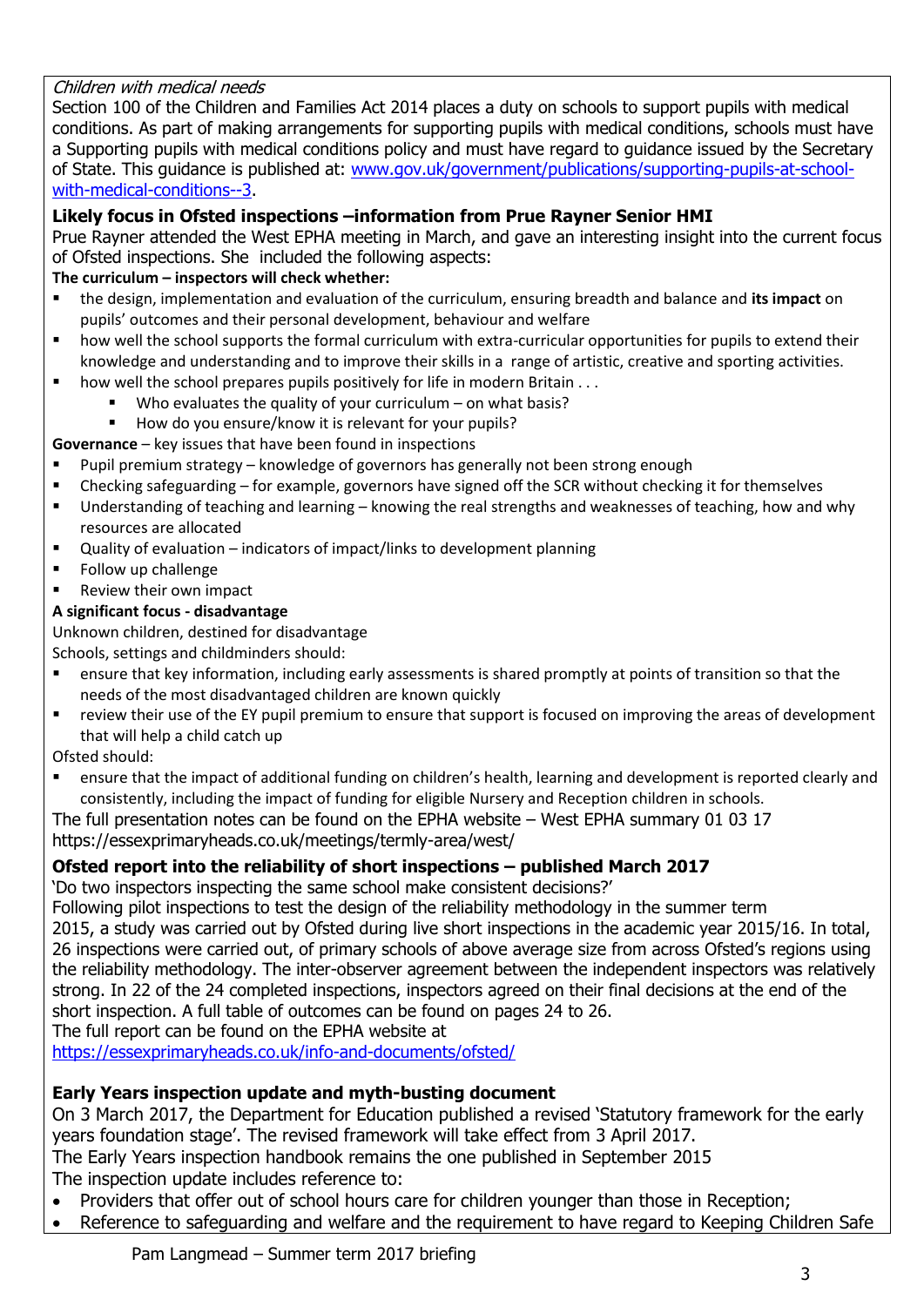*Children with medical needs*

Section 100 of the Children and Families Act 2014 places a duty on schools to support pupils with medical conditions. As part of making arrangements for supporting pupils with medical conditions, schools must have a Supporting pupils with medical conditions policy and must have regard to guidance issued by the Secretary of State. This guidance is published at: [www.gov.uk/government/publications/supporting-pupils-at-school-with-medical-conditions--3](www.gov.uk/government/publications/supporting-pupils-at-school-with-medical-conditions--3).

### Likely focus in Ofsted inspections –information from Prue Rayner Senior HMI

Prue Rayner attended the West EPHA meeting in March, and gave an interesting insight into the current focus of Ofsted inspections. She included the following aspects:

**The curriculum – inspectors will check whether:**

- the design, implementation and evaluation of the curriculum, ensuring breadth and balance and **its impact** on pupils' outcomes and their personal development, behaviour and welfare
- how well the school supports the formal curriculum with extra-curricular opportunities for pupils to extend their knowledge and understanding and to improve their skills in a range of artistic, creative and sporting activities.
- how well the school prepares pupils positively for life in modern Britain . . .
    - Who evaluates the quality of your curriculum – on what basis?
    - How do you ensure/know it is relevant for your pupils?

**Governance** – key issues that have been found in inspections

- Pupil premium strategy – knowledge of governors has generally not been strong enough
- Checking safeguarding – for example, governors have signed off the SCR without checking it for themselves
- Understanding of teaching and learning – knowing the real strengths and weaknesses of teaching, how and why resources are allocated
- Quality of evaluation – indicators of impact/links to development planning
- Follow up challenge
- Review their own impact

**A significant focus - disadvantage**

Unknown children, destined for disadvantage

Schools, settings and childminders should:

- ensure that key information, including early assessments is shared promptly at points of transition so that the needs of the most disadvantaged children are known quickly
- review their use of the EY pupil premium to ensure that support is focused on improving the areas of development that will help a child catch up

Ofsted should:

- ensure that the impact of additional funding on children's health, learning and development is reported clearly and consistently, including the impact of funding for eligible Nursery and Reception children in schools.

The full presentation notes can be found on the EPHA website – West EPHA summary 01 03 17
https://essexprimaryheads.co.uk/meetings/termly-area/west/

### Ofsted report into the reliability of short inspections – published March 2017

'Do two inspectors inspecting the same school make consistent decisions?'

Following pilot inspections to test the design of the reliability methodology in the summer term 2015, a study was carried out by Ofsted during live short inspections in the academic year 2015/16. In total, 26 inspections were carried out, of primary schools of above average size from across Ofsted's regions using the reliability methodology. The inter-observer agreement between the independent inspectors was relatively strong. In 22 of the 24 completed inspections, inspectors agreed on their final decisions at the end of the short inspection. A full table of outcomes can be found on pages 24 to 26.

The full report can be found on the EPHA website at
[https://essexprimaryheads.co.uk/info-and-documents/ofsted/](https://essexprimaryheads.co.uk/info-and-documents/ofsted/)

### Early Years inspection update and myth-busting document

On 3 March 2017, the Department for Education published a revised 'Statutory framework for the early years foundation stage'. The revised framework will take effect from 3 April 2017.

The Early Years inspection handbook remains the one published in September 2015

The inspection update includes reference to:

- Providers that offer out of school hours care for children younger than those in Reception;
- Reference to safeguarding and welfare and the requirement to have regard to Keeping Children Safe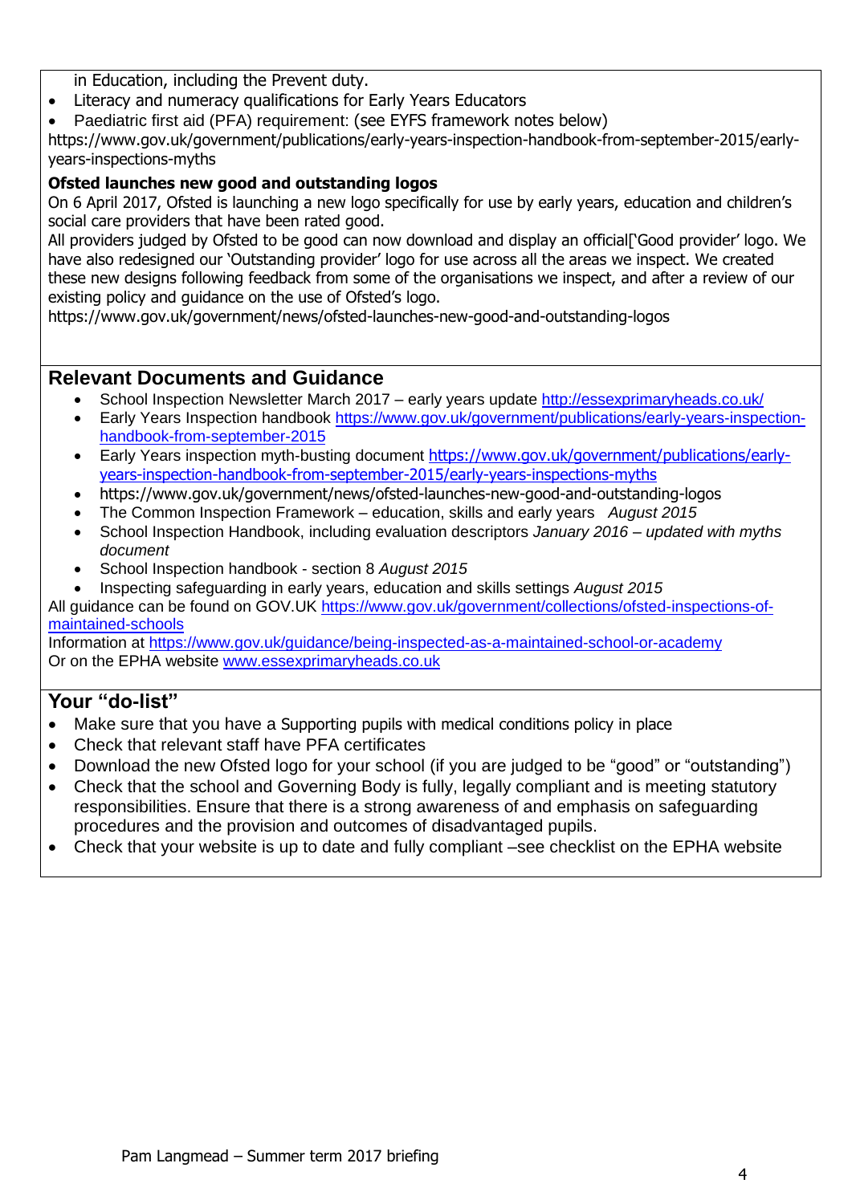in Education, including the Prevent duty.

- Literacy and numeracy qualifications for Early Years Educators
- Paediatric first aid (PFA) requirement: (see EYFS framework notes below)

https://www.gov.uk/government/publications/early-years-inspection-handbook-from-september-2015/early-years-inspections-myths

**Ofsted launches new good and outstanding logos**

On 6 April 2017, Ofsted is launching a new logo specifically for use by early years, education and children's social care providers that have been rated good.

All providers judged by Ofsted to be good can now download and display an official['Good provider' logo. We have also redesigned our 'Outstanding provider' logo for use across all the areas we inspect. We created these new designs following feedback from some of the organisations we inspect, and after a review of our existing policy and guidance on the use of Ofsted's logo.

https://www.gov.uk/government/news/ofsted-launches-new-good-and-outstanding-logos

## Relevant Documents and Guidance

- School Inspection Newsletter March 2017 – early years update http://essexprimaryheads.co.uk/
- Early Years Inspection handbook https://www.gov.uk/government/publications/early-years-inspection-handbook-from-september-2015
- Early Years inspection myth-busting document https://www.gov.uk/government/publications/early-years-inspection-handbook-from-september-2015/early-years-inspections-myths
- https://www.gov.uk/government/news/ofsted-launches-new-good-and-outstanding-logos
- The Common Inspection Framework – education, skills and early years *August 2015*
- School Inspection Handbook, including evaluation descriptors *January 2016 – updated with myths document*
- School Inspection handbook - section 8 *August 2015*
- Inspecting safeguarding in early years, education and skills settings *August 2015*

All guidance can be found on GOV.UK https://www.gov.uk/government/collections/ofsted-inspections-of-maintained-schools

Information at https://www.gov.uk/guidance/being-inspected-as-a-maintained-school-or-academy

Or on the EPHA website www.essexprimaryheads.co.uk

## Your "do-list"

- Make sure that you have a Supporting pupils with medical conditions policy in place
- Check that relevant staff have PFA certificates
- Download the new Ofsted logo for your school (if you are judged to be "good" or "outstanding")
- Check that the school and Governing Body is fully, legally compliant and is meeting statutory responsibilities. Ensure that there is a strong awareness of and emphasis on safeguarding procedures and the provision and outcomes of disadvantaged pupils.
- Check that your website is up to date and fully compliant –see checklist on the EPHA website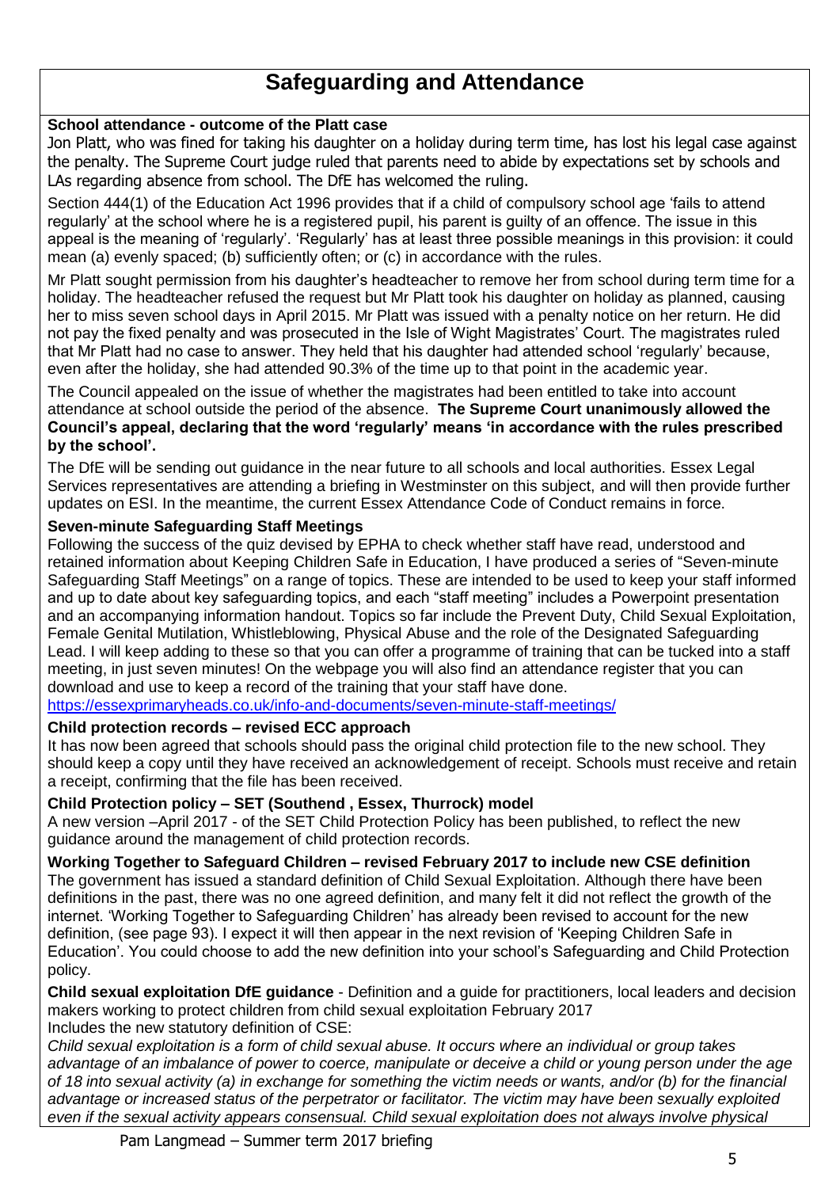# Safeguarding and Attendance

**School attendance - outcome of the Platt case**

Jon Platt, who was fined for taking his daughter on a holiday during term time, has lost his legal case against the penalty. The Supreme Court judge ruled that parents need to abide by expectations set by schools and LAs regarding absence from school. The DfE has welcomed the ruling.

Section 444(1) of the Education Act 1996 provides that if a child of compulsory school age 'fails to attend regularly' at the school where he is a registered pupil, his parent is guilty of an offence. The issue in this appeal is the meaning of 'regularly'. 'Regularly' has at least three possible meanings in this provision: it could mean (a) evenly spaced; (b) sufficiently often; or (c) in accordance with the rules.

Mr Platt sought permission from his daughter's headteacher to remove her from school during term time for a holiday. The headteacher refused the request but Mr Platt took his daughter on holiday as planned, causing her to miss seven school days in April 2015. Mr Platt was issued with a penalty notice on her return. He did not pay the fixed penalty and was prosecuted in the Isle of Wight Magistrates' Court. The magistrates ruled that Mr Platt had no case to answer. They held that his daughter had attended school 'regularly' because, even after the holiday, she had attended 90.3% of the time up to that point in the academic year.

The Council appealed on the issue of whether the magistrates had been entitled to take into account attendance at school outside the period of the absence. **The Supreme Court unanimously allowed the Council's appeal, declaring that the word 'regularly' means 'in accordance with the rules prescribed by the school'.**

The DfE will be sending out guidance in the near future to all schools and local authorities. Essex Legal Services representatives are attending a briefing in Westminster on this subject, and will then provide further updates on ESI. In the meantime, the current Essex Attendance Code of Conduct remains in force.

**Seven-minute Safeguarding Staff Meetings**

Following the success of the quiz devised by EPHA to check whether staff have read, understood and retained information about Keeping Children Safe in Education, I have produced a series of "Seven-minute Safeguarding Staff Meetings" on a range of topics. These are intended to be used to keep your staff informed and up to date about key safeguarding topics, and each "staff meeting" includes a Powerpoint presentation and an accompanying information handout. Topics so far include the Prevent Duty, Child Sexual Exploitation, Female Genital Mutilation, Whistleblowing, Physical Abuse and the role of the Designated Safeguarding Lead. I will keep adding to these so that you can offer a programme of training that can be tucked into a staff meeting, in just seven minutes! On the webpage you will also find an attendance register that you can download and use to keep a record of the training that your staff have done.
https://essexprimaryheads.co.uk/info-and-documents/seven-minute-staff-meetings/

**Child protection records – revised ECC approach**

It has now been agreed that schools should pass the original child protection file to the new school. They should keep a copy until they have received an acknowledgement of receipt. Schools must receive and retain a receipt, confirming that the file has been received.

**Child Protection policy – SET (Southend , Essex, Thurrock) model**

A new version –April 2017 - of the SET Child Protection Policy has been published, to reflect the new guidance around the management of child protection records.

**Working Together to Safeguard Children – revised February 2017 to include new CSE definition**

The government has issued a standard definition of Child Sexual Exploitation. Although there have been definitions in the past, there was no one agreed definition, and many felt it did not reflect the growth of the internet. 'Working Together to Safeguard Children' has already been revised to account for the new definition, (see page 93). I expect it will then appear in the next revision of 'Keeping Children Safe in Education'. You could choose to add the new definition into your school's Safeguarding and Child Protection policy.

**Child sexual exploitation DfE guidance** - Definition and a guide for practitioners, local leaders and decision makers working to protect children from child sexual exploitation February 2017
Includes the new statutory definition of CSE:

*Child sexual exploitation is a form of child sexual abuse. It occurs where an individual or group takes advantage of an imbalance of power to coerce, manipulate or deceive a child or young person under the age of 18 into sexual activity (a) in exchange for something the victim needs or wants, and/or (b) for the financial advantage or increased status of the perpetrator or facilitator. The victim may have been sexually exploited even if the sexual activity appears consensual. Child sexual exploitation does not always involve physical*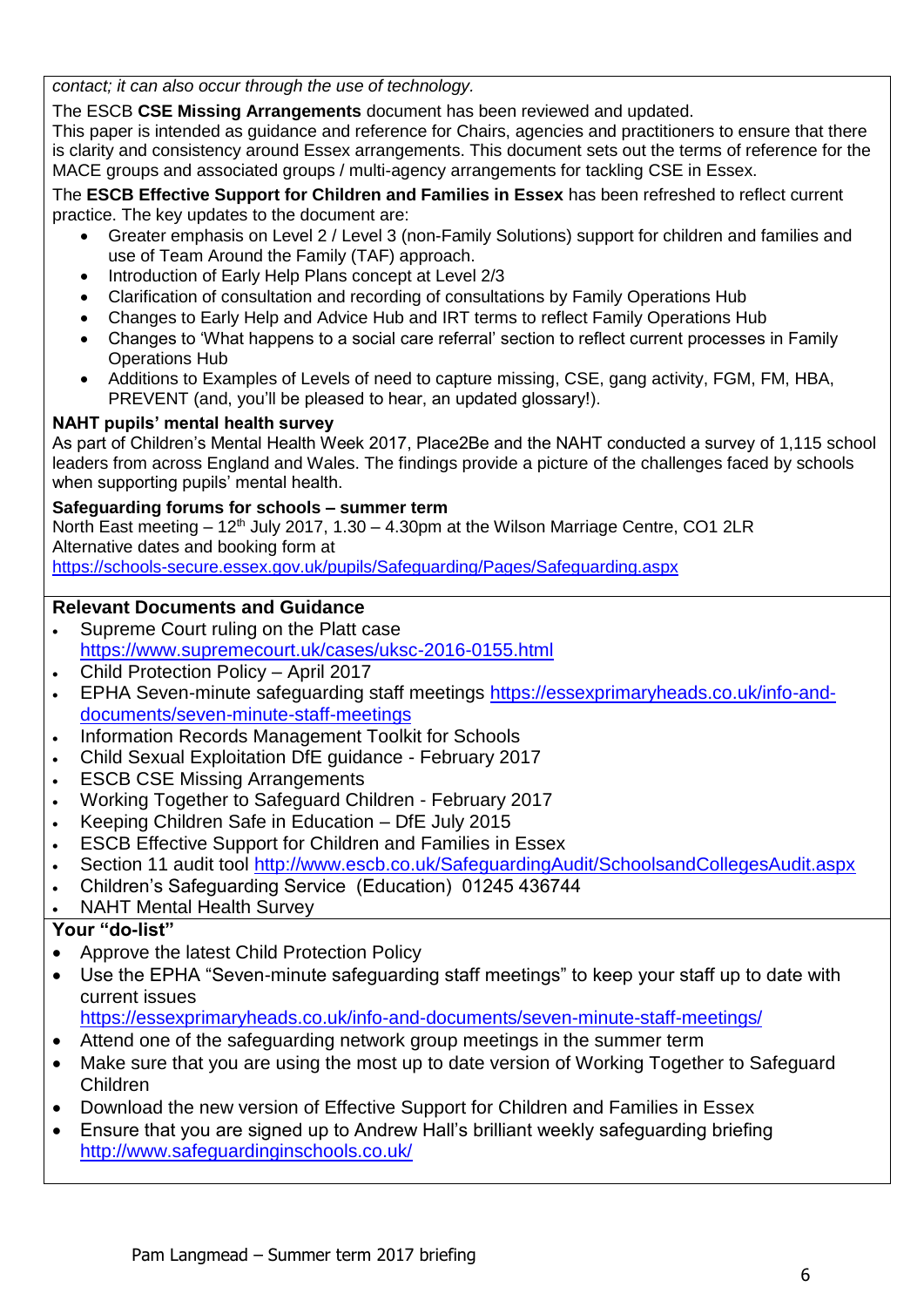*contact; it can also occur through the use of technology.*

The ESCB **CSE Missing Arrangements** document has been reviewed and updated.
This paper is intended as guidance and reference for Chairs, agencies and practitioners to ensure that there is clarity and consistency around Essex arrangements. This document sets out the terms of reference for the MACE groups and associated groups / multi-agency arrangements for tackling CSE in Essex.

The **ESCB Effective Support for Children and Families in Essex** has been refreshed to reflect current practice. The key updates to the document are:

- Greater emphasis on Level 2 / Level 3 (non-Family Solutions) support for children and families and use of Team Around the Family (TAF) approach.
- Introduction of Early Help Plans concept at Level 2/3
- Clarification of consultation and recording of consultations by Family Operations Hub
- Changes to Early Help and Advice Hub and IRT terms to reflect Family Operations Hub
- Changes to 'What happens to a social care referral' section to reflect current processes in Family Operations Hub
- Additions to Examples of Levels of need to capture missing, CSE, gang activity, FGM, FM, HBA, PREVENT (and, you'll be pleased to hear, an updated glossary!).

**NAHT pupils' mental health survey**

As part of Children's Mental Health Week 2017, Place2Be and the NAHT conducted a survey of 1,115 school leaders from across England and Wales. The findings provide a picture of the challenges faced by schools when supporting pupils' mental health.

**Safeguarding forums for schools – summer term**

North East meeting – 12th July 2017, 1.30 – 4.30pm at the Wilson Marriage Centre, CO1 2LR
Alternative dates and booking form at
https://schools-secure.essex.gov.uk/pupils/Safeguarding/Pages/Safeguarding.aspx

## Relevant Documents and Guidance

- Supreme Court ruling on the Platt case https://www.supremecourt.uk/cases/uksc-2016-0155.html
- Child Protection Policy – April 2017
- EPHA Seven-minute safeguarding staff meetings https://essexprimaryheads.co.uk/info-and-documents/seven-minute-staff-meetings
- Information Records Management Toolkit for Schools
- Child Sexual Exploitation DfE guidance - February 2017
- ESCB CSE Missing Arrangements
- Working Together to Safeguard Children - February 2017
- Keeping Children Safe in Education – DfE July 2015
- ESCB Effective Support for Children and Families in Essex
- Section 11 audit tool http://www.escb.co.uk/SafeguardingAudit/SchoolsandCollegesAudit.aspx
- Children's Safeguarding Service (Education) 01245 436744
- NAHT Mental Health Survey

## Your "do-list"

- Approve the latest Child Protection Policy
- Use the EPHA "Seven-minute safeguarding staff meetings" to keep your staff up to date with current issues https://essexprimaryheads.co.uk/info-and-documents/seven-minute-staff-meetings/
- Attend one of the safeguarding network group meetings in the summer term
- Make sure that you are using the most up to date version of Working Together to Safeguard Children
- Download the new version of Effective Support for Children and Families in Essex
- Ensure that you are signed up to Andrew Hall's brilliant weekly safeguarding briefing http://www.safeguardinginschools.co.uk/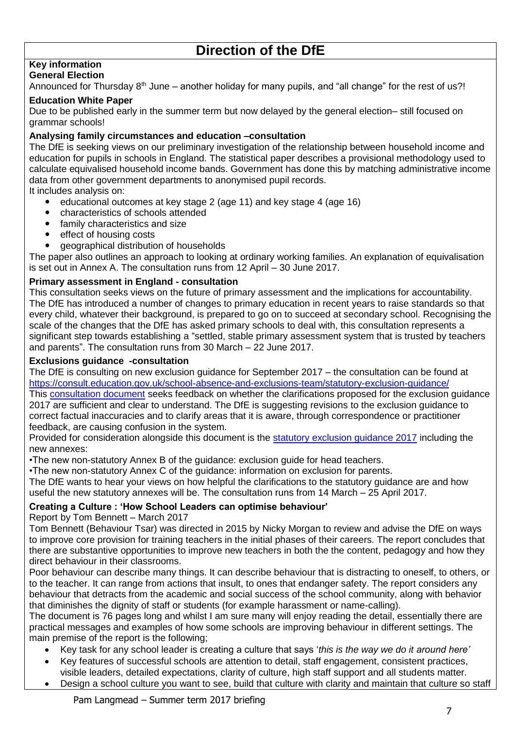# Direction of the DfE

**Key information**

**General Election**

Announced for Thursday 8th June – another holiday for many pupils, and "all change" for the rest of us?!

**Education White Paper**

Due to be published early in the summer term but now delayed by the general election– still focused on grammar schools!

**Analysing family circumstances and education –consultation**

The DfE is seeking views on our preliminary investigation of the relationship between household income and education for pupils in schools in England. The statistical paper describes a provisional methodology used to calculate equivalised household income bands. Government has done this by matching administrative income data from other government departments to anonymised pupil records.

It includes analysis on:

- educational outcomes at key stage 2 (age 11) and key stage 4 (age 16)
- characteristics of schools attended
- family characteristics and size
- effect of housing costs
- geographical distribution of households

The paper also outlines an approach to looking at ordinary working families. An explanation of equivalisation is set out in Annex A. The consultation runs from 12 April – 30 June 2017.

**Primary assessment in England - consultation**

This consultation seeks views on the future of primary assessment and the implications for accountability. The DfE has introduced a number of changes to primary education in recent years to raise standards so that every child, whatever their background, is prepared to go on to succeed at secondary school. Recognising the scale of the changes that the DfE has asked primary schools to deal with, this consultation represents a significant step towards establishing a "settled, stable primary assessment system that is trusted by teachers and parents". The consultation runs from 30 March – 22 June 2017.

**Exclusions guidance -consultation**

The DfE is consulting on new exclusion guidance for September 2017 – the consultation can be found at https://consult.education.gov.uk/school-absence-and-exclusions-team/statutory-exclusion-guidance/

This consultation document seeks feedback on whether the clarifications proposed for the exclusion guidance 2017 are sufficient and clear to understand. The DfE is suggesting revisions to the exclusion guidance to correct factual inaccuracies and to clarify areas that it is aware, through correspondence or practitioner feedback, are causing confusion in the system.

Provided for consideration alongside this document is the statutory exclusion guidance 2017 including the new annexes:

•The new non-statutory Annex B of the guidance: exclusion guide for head teachers.

•The new non-statutory Annex C of the guidance: information on exclusion for parents.

The DfE wants to hear your views on how helpful the clarifications to the statutory guidance are and how useful the new statutory annexes will be. The consultation runs from 14 March – 25 April 2017.

**Creating a Culture : 'How School Leaders can optimise behaviour'**

Report by Tom Bennett – March 2017

Tom Bennett (Behaviour Tsar) was directed in 2015 by Nicky Morgan to review and advise the DfE on ways to improve core provision for training teachers in the initial phases of their careers. The report concludes that there are substantive opportunities to improve new teachers in both the the content, pedagogy and how they direct behaviour in their classrooms.

Poor behaviour can describe many things. It can describe behaviour that is distracting to oneself, to others, or to the teacher. It can range from actions that insult, to ones that endanger safety. The report considers any behaviour that detracts from the academic and social success of the school community, along with behavior that diminishes the dignity of staff or students (for example harassment or name-calling).

The document is 76 pages long and whilst I am sure many will enjoy reading the detail, essentially there are practical messages and examples of how some schools are improving behaviour in different settings. The main premise of the report is the following;

- Key task for any school leader is creating a culture that says '*this is the way we do it around here'*
- Key features of successful schools are attention to detail, staff engagement, consistent practices, visible leaders, detailed expectations, clarity of culture, high staff support and all students matter.
- Design a school culture you want to see, build that culture with clarity and maintain that culture so staff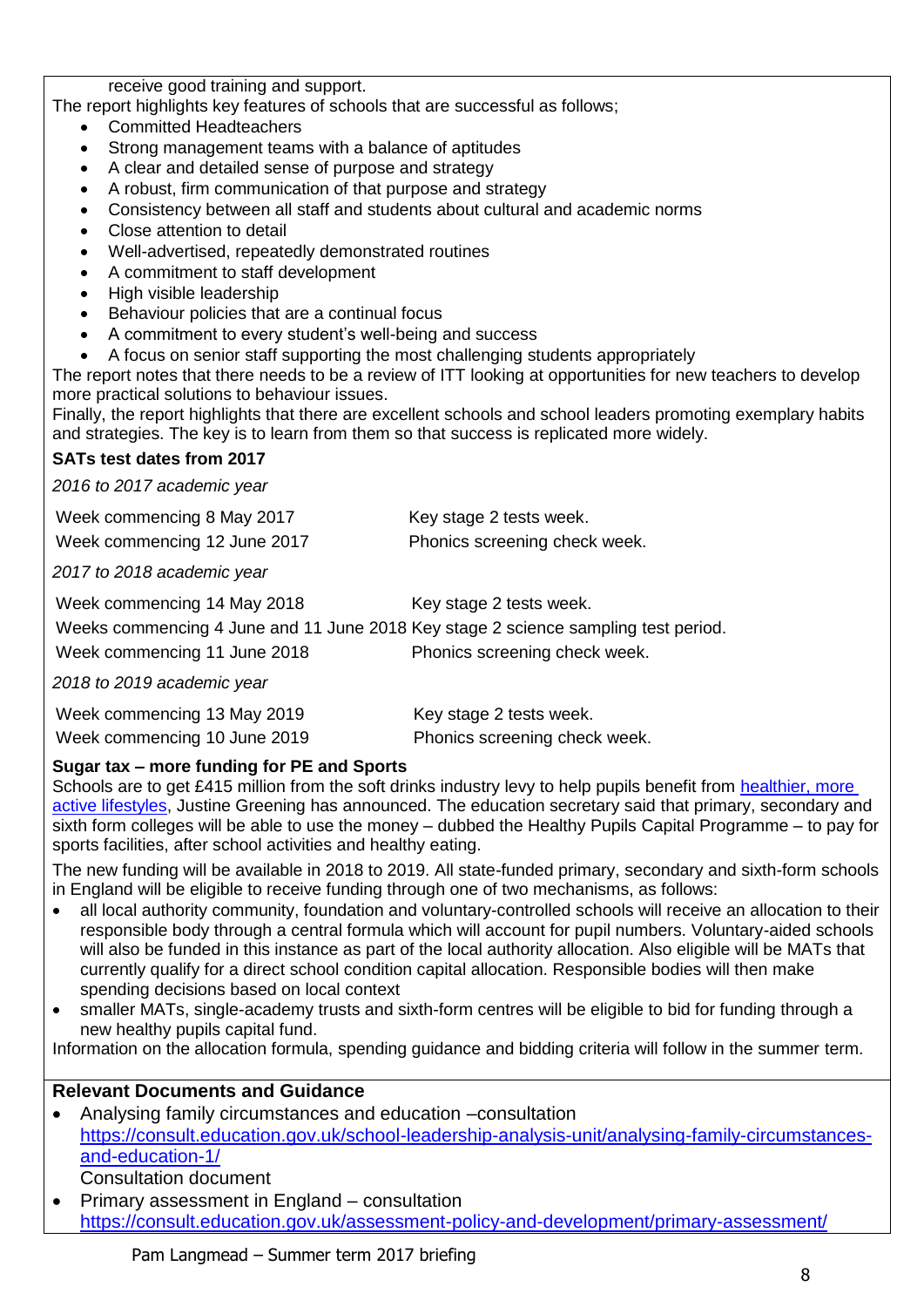receive good training and support.

The report highlights key features of schools that are successful as follows;

- Committed Headteachers
- Strong management teams with a balance of aptitudes
- A clear and detailed sense of purpose and strategy
- A robust, firm communication of that purpose and strategy
- Consistency between all staff and students about cultural and academic norms
- Close attention to detail
- Well-advertised, repeatedly demonstrated routines
- A commitment to staff development
- High visible leadership
- Behaviour policies that are a continual focus
- A commitment to every student's well-being and success
- A focus on senior staff supporting the most challenging students appropriately

The report notes that there needs to be a review of ITT looking at opportunities for new teachers to develop more practical solutions to behaviour issues.

Finally, the report highlights that there are excellent schools and school leaders promoting exemplary habits and strategies. The key is to learn from them so that success is replicated more widely.

**SATs test dates from 2017**

*2016 to 2017 academic year*

| | |
|---|---|
| Week commencing 8 May 2017 | Key stage 2 tests week. |
| Week commencing 12 June 2017 | Phonics screening check week. |

*2017 to 2018 academic year*

| | |
|---|---|
| Week commencing 14 May 2018 | Key stage 2 tests week. |
| Weeks commencing 4 June and 11 June 2018 | Key stage 2 science sampling test period. |
| Week commencing 11 June 2018 | Phonics screening check week. |

*2018 to 2019 academic year*

| | |
|---|---|
| Week commencing 13 May 2019 | Key stage 2 tests week. |
| Week commencing 10 June 2019 | Phonics screening check week. |

**Sugar tax – more funding for PE and Sports**

Schools are to get £415 million from the soft drinks industry levy to help pupils benefit from healthier, more active lifestyles, Justine Greening has announced. The education secretary said that primary, secondary and sixth form colleges will be able to use the money – dubbed the Healthy Pupils Capital Programme – to pay for sports facilities, after school activities and healthy eating.

The new funding will be available in 2018 to 2019. All state-funded primary, secondary and sixth-form schools in England will be eligible to receive funding through one of two mechanisms, as follows:

- all local authority community, foundation and voluntary-controlled schools will receive an allocation to their responsible body through a central formula which will account for pupil numbers. Voluntary-aided schools will also be funded in this instance as part of the local authority allocation. Also eligible will be MATs that currently qualify for a direct school condition capital allocation. Responsible bodies will then make spending decisions based on local context
- smaller MATs, single-academy trusts and sixth-form centres will be eligible to bid for funding through a new healthy pupils capital fund.

Information on the allocation formula, spending guidance and bidding criteria will follow in the summer term.

**Relevant Documents and Guidance**

- Analysing family circumstances and education –consultation
  https://consult.education.gov.uk/school-leadership-analysis-unit/analysing-family-circumstances-and-education-1/
  Consultation document
- Primary assessment in England – consultation
  https://consult.education.gov.uk/assessment-policy-and-development/primary-assessment/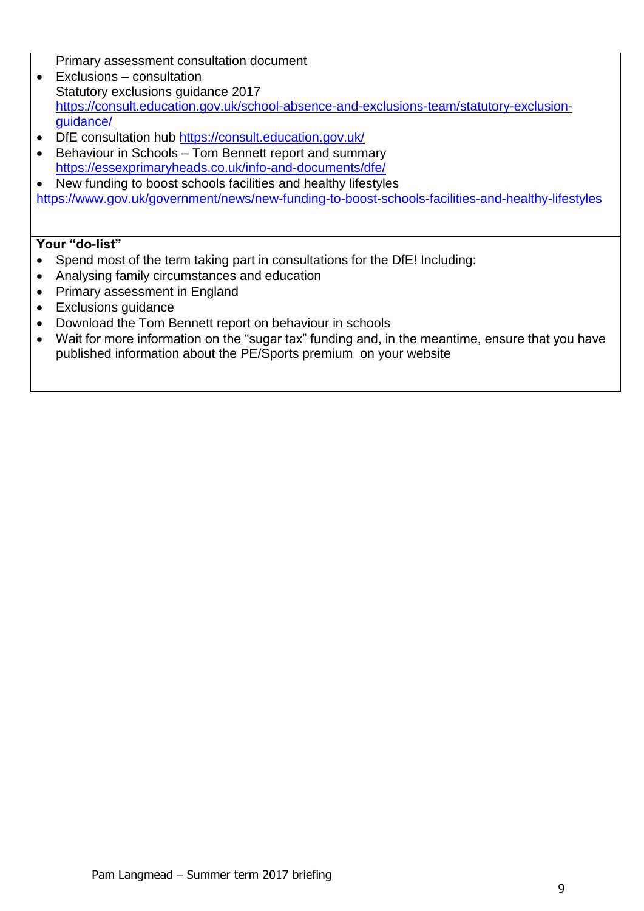Primary assessment consultation document

- Exclusions – consultation
  Statutory exclusions guidance 2017
  https://consult.education.gov.uk/school-absence-and-exclusions-team/statutory-exclusion-guidance/
- DfE consultation hub https://consult.education.gov.uk/
- Behaviour in Schools – Tom Bennett report and summary
  https://essexprimaryheads.co.uk/info-and-documents/dfe/
- New funding to boost schools facilities and healthy lifestyles

https://www.gov.uk/government/news/new-funding-to-boost-schools-facilities-and-healthy-lifestyles

**Your "do-list"**

- Spend most of the term taking part in consultations for the DfE! Including:
- Analysing family circumstances and education
- Primary assessment in England
- Exclusions guidance
- Download the Tom Bennett report on behaviour in schools
- Wait for more information on the "sugar tax" funding and, in the meantime, ensure that you have published information about the PE/Sports premium on your website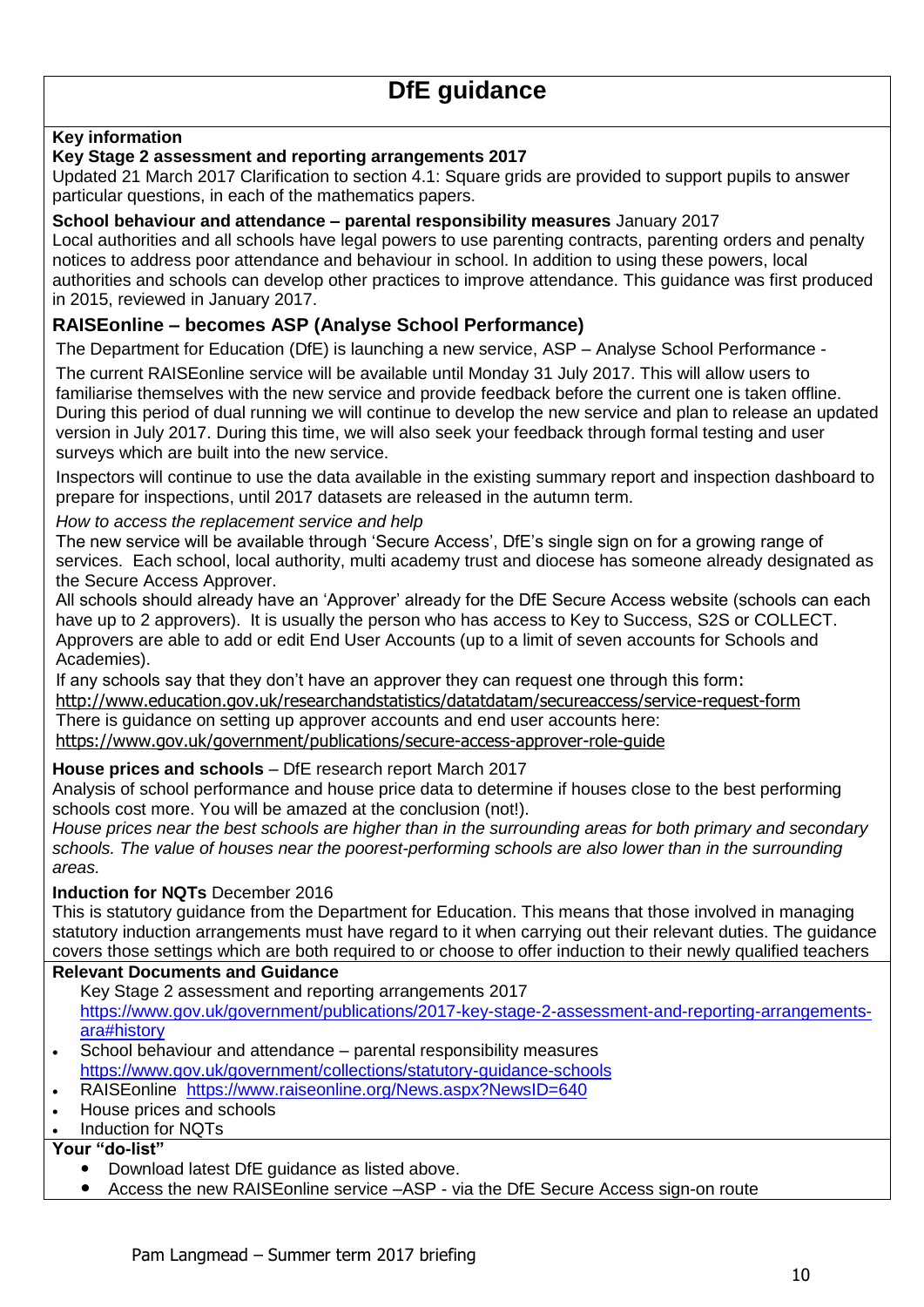# DfE guidance

**Key information**

**Key Stage 2 assessment and reporting arrangements 2017**

Updated 21 March 2017 Clarification to section 4.1: Square grids are provided to support pupils to answer particular questions, in each of the mathematics papers.

**School behaviour and attendance – parental responsibility measures** January 2017

Local authorities and all schools have legal powers to use parenting contracts, parenting orders and penalty notices to address poor attendance and behaviour in school. In addition to using these powers, local authorities and schools can develop other practices to improve attendance. This guidance was first produced in 2015, reviewed in January 2017.

## RAISEonline – becomes ASP (Analyse School Performance)

The Department for Education (DfE) is launching a new service, ASP – Analyse School Performance -

The current RAISEonline service will be available until Monday 31 July 2017. This will allow users to familiarise themselves with the new service and provide feedback before the current one is taken offline. During this period of dual running we will continue to develop the new service and plan to release an updated version in July 2017. During this time, we will also seek your feedback through formal testing and user surveys which are built into the new service.

Inspectors will continue to use the data available in the existing summary report and inspection dashboard to prepare for inspections, until 2017 datasets are released in the autumn term.

*How to access the replacement service and help*

The new service will be available through 'Secure Access', DfE's single sign on for a growing range of services. Each school, local authority, multi academy trust and diocese has someone already designated as the Secure Access Approver.

All schools should already have an 'Approver' already for the DfE Secure Access website (schools can each have up to 2 approvers). It is usually the person who has access to Key to Success, S2S or COLLECT. Approvers are able to add or edit End User Accounts (up to a limit of seven accounts for Schools and Academies).

If any schools say that they don't have an approver they can request one through this form:

http://www.education.gov.uk/researchandstatistics/datatdatam/secureaccess/service-request-form

There is guidance on setting up approver accounts and end user accounts here:

https://www.gov.uk/government/publications/secure-access-approver-role-guide

**House prices and schools** – DfE research report March 2017

Analysis of school performance and house price data to determine if houses close to the best performing schools cost more. You will be amazed at the conclusion (not!).

*House prices near the best schools are higher than in the surrounding areas for both primary and secondary schools. The value of houses near the poorest-performing schools are also lower than in the surrounding areas.*

**Induction for NQTs** December 2016

This is statutory guidance from the Department for Education. This means that those involved in managing statutory induction arrangements must have regard to it when carrying out their relevant duties. The guidance covers those settings which are both required to or choose to offer induction to their newly qualified teachers

**Relevant Documents and Guidance**

- Key Stage 2 assessment and reporting arrangements 2017 https://www.gov.uk/government/publications/2017-key-stage-2-assessment-and-reporting-arrangements-ara#history
- School behaviour and attendance – parental responsibility measures https://www.gov.uk/government/collections/statutory-guidance-schools
- RAISEonline https://www.raiseonline.org/News.aspx?NewsID=640
- House prices and schools
- Induction for NQTs

**Your "do-list"**

- Download latest DfE guidance as listed above.
- Access the new RAISEonline service –ASP - via the DfE Secure Access sign-on route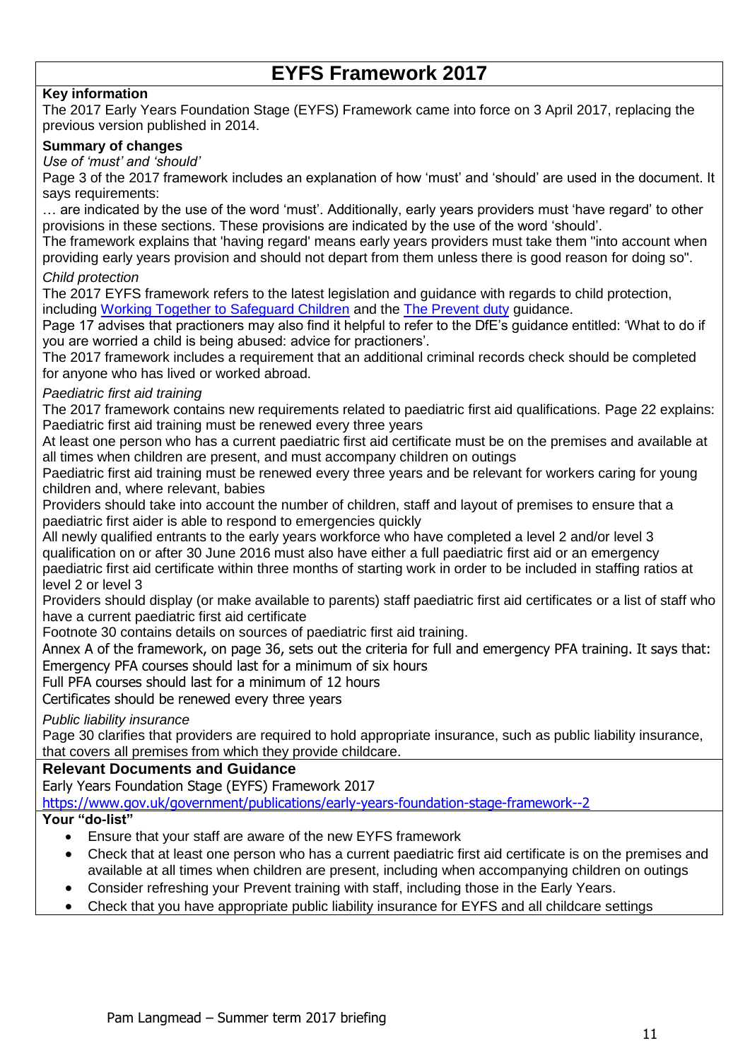# EYFS Framework 2017

**Key information**

The 2017 Early Years Foundation Stage (EYFS) Framework came into force on 3 April 2017, replacing the previous version published in 2014.

**Summary of changes**

*Use of 'must' and 'should'*

Page 3 of the 2017 framework includes an explanation of how 'must' and 'should' are used in the document. It says requirements:

… are indicated by the use of the word 'must'. Additionally, early years providers must 'have regard' to other provisions in these sections. These provisions are indicated by the use of the word 'should'.

The framework explains that 'having regard' means early years providers must take them "into account when providing early years provision and should not depart from them unless there is good reason for doing so".

*Child protection*

The 2017 EYFS framework refers to the latest legislation and guidance with regards to child protection, including [Working Together to Safeguard Children] and the [The Prevent duty] guidance.

Page 17 advises that practioners may also find it helpful to refer to the DfE's guidance entitled: 'What to do if you are worried a child is being abused: advice for practioners'.

The 2017 framework includes a requirement that an additional criminal records check should be completed for anyone who has lived or worked abroad.

*Paediatric first aid training*

The 2017 framework contains new requirements related to paediatric first aid qualifications. Page 22 explains:

Paediatric first aid training must be renewed every three years

At least one person who has a current paediatric first aid certificate must be on the premises and available at all times when children are present, and must accompany children on outings

Paediatric first aid training must be renewed every three years and be relevant for workers caring for young children and, where relevant, babies

Providers should take into account the number of children, staff and layout of premises to ensure that a paediatric first aider is able to respond to emergencies quickly

All newly qualified entrants to the early years workforce who have completed a level 2 and/or level 3 qualification on or after 30 June 2016 must also have either a full paediatric first aid or an emergency paediatric first aid certificate within three months of starting work in order to be included in staffing ratios at level 2 or level 3

Providers should display (or make available to parents) staff paediatric first aid certificates or a list of staff who have a current paediatric first aid certificate

Footnote 30 contains details on sources of paediatric first aid training.

Annex A of the framework, on page 36, sets out the criteria for full and emergency PFA training. It says that:

Emergency PFA courses should last for a minimum of six hours

Full PFA courses should last for a minimum of 12 hours

Certificates should be renewed every three years

*Public liability insurance*

Page 30 clarifies that providers are required to hold appropriate insurance, such as public liability insurance, that covers all premises from which they provide childcare.

**Relevant Documents and Guidance**

Early Years Foundation Stage (EYFS) Framework 2017

https://www.gov.uk/government/publications/early-years-foundation-stage-framework--2

**Your "do-list"**

- Ensure that your staff are aware of the new EYFS framework
- Check that at least one person who has a current paediatric first aid certificate is on the premises and available at all times when children are present, including when accompanying children on outings
- Consider refreshing your Prevent training with staff, including those in the Early Years.
- Check that you have appropriate public liability insurance for EYFS and all childcare settings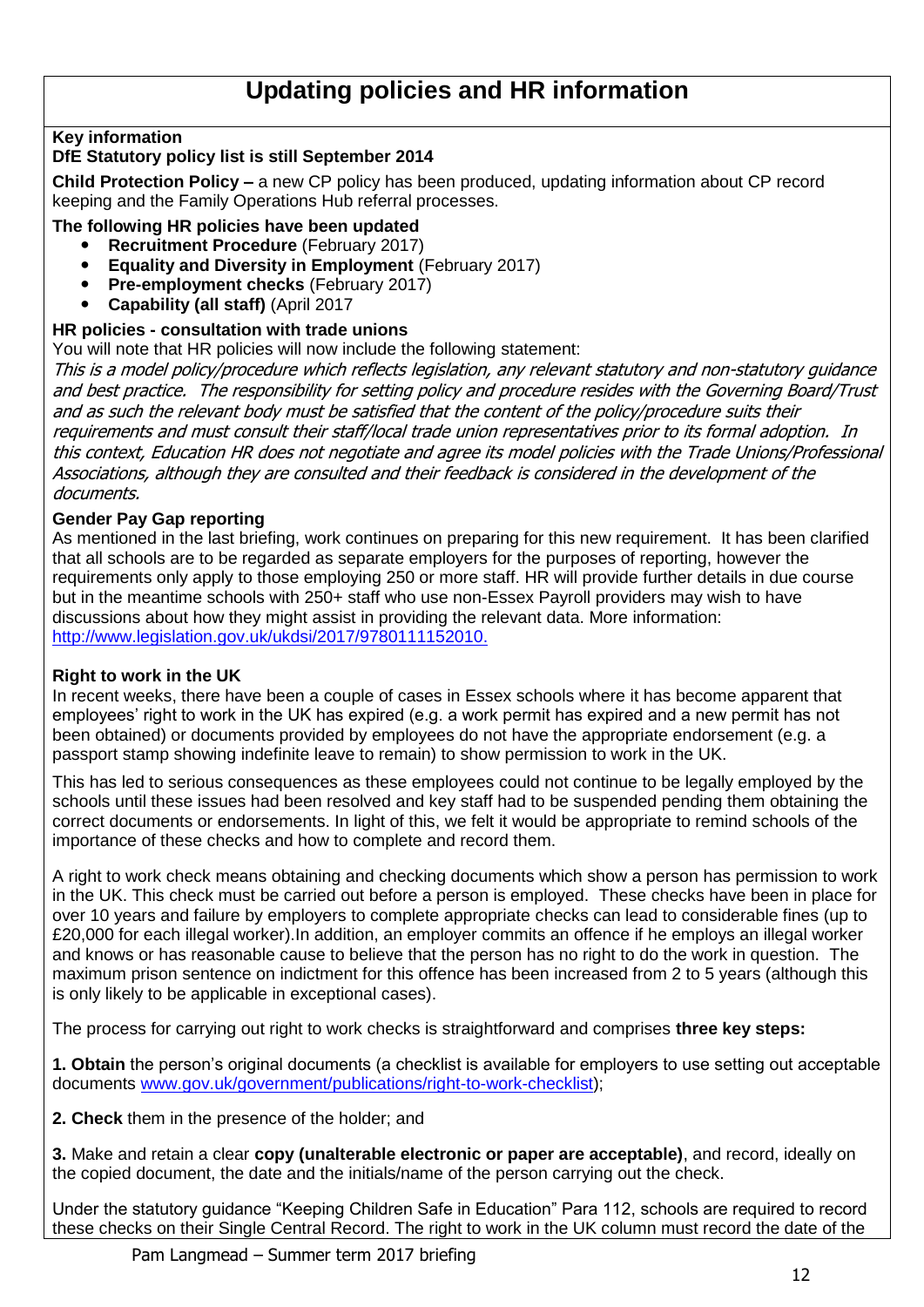# Updating policies and HR information

**Key information**

**DfE Statutory policy list is still September 2014**

**Child Protection Policy –** a new CP policy has been produced, updating information about CP record keeping and the Family Operations Hub referral processes.

**The following HR policies have been updated**

- **Recruitment Procedure** (February 2017)
- **Equality and Diversity in Employment** (February 2017)
- **Pre-employment checks** (February 2017)
- **Capability (all staff)** (April 2017

**HR policies - consultation with trade unions**

You will note that HR policies will now include the following statement:

*This is a model policy/procedure which reflects legislation, any relevant statutory and non-statutory guidance and best practice. The responsibility for setting policy and procedure resides with the Governing Board/Trust and as such the relevant body must be satisfied that the content of the policy/procedure suits their requirements and must consult their staff/local trade union representatives prior to its formal adoption. In this context, Education HR does not negotiate and agree its model policies with the Trade Unions/Professional Associations, although they are consulted and their feedback is considered in the development of the documents.*

**Gender Pay Gap reporting**

As mentioned in the last briefing, work continues on preparing for this new requirement. It has been clarified that all schools are to be regarded as separate employers for the purposes of reporting, however the requirements only apply to those employing 250 or more staff. HR will provide further details in due course but in the meantime schools with 250+ staff who use non-Essex Payroll providers may wish to have discussions about how they might assist in providing the relevant data. More information: http://www.legislation.gov.uk/ukdsi/2017/9780111152010.

**Right to work in the UK**

In recent weeks, there have been a couple of cases in Essex schools where it has become apparent that employees' right to work in the UK has expired (e.g. a work permit has expired and a new permit has not been obtained) or documents provided by employees do not have the appropriate endorsement (e.g. a passport stamp showing indefinite leave to remain) to show permission to work in the UK.

This has led to serious consequences as these employees could not continue to be legally employed by the schools until these issues had been resolved and key staff had to be suspended pending them obtaining the correct documents or endorsements. In light of this, we felt it would be appropriate to remind schools of the importance of these checks and how to complete and record them.

A right to work check means obtaining and checking documents which show a person has permission to work in the UK. This check must be carried out before a person is employed. These checks have been in place for over 10 years and failure by employers to complete appropriate checks can lead to considerable fines (up to £20,000 for each illegal worker).In addition, an employer commits an offence if he employs an illegal worker and knows or has reasonable cause to believe that the person has no right to do the work in question. The maximum prison sentence on indictment for this offence has been increased from 2 to 5 years (although this is only likely to be applicable in exceptional cases).

The process for carrying out right to work checks is straightforward and comprises **three key steps:**

**1. Obtain** the person's original documents (a checklist is available for employers to use setting out acceptable documents www.gov.uk/government/publications/right-to-work-checklist);

**2. Check** them in the presence of the holder; and

**3.** Make and retain a clear **copy (unalterable electronic or paper are acceptable)**, and record, ideally on the copied document, the date and the initials/name of the person carrying out the check.

Under the statutory guidance "Keeping Children Safe in Education" Para 112, schools are required to record these checks on their Single Central Record. The right to work in the UK column must record the date of the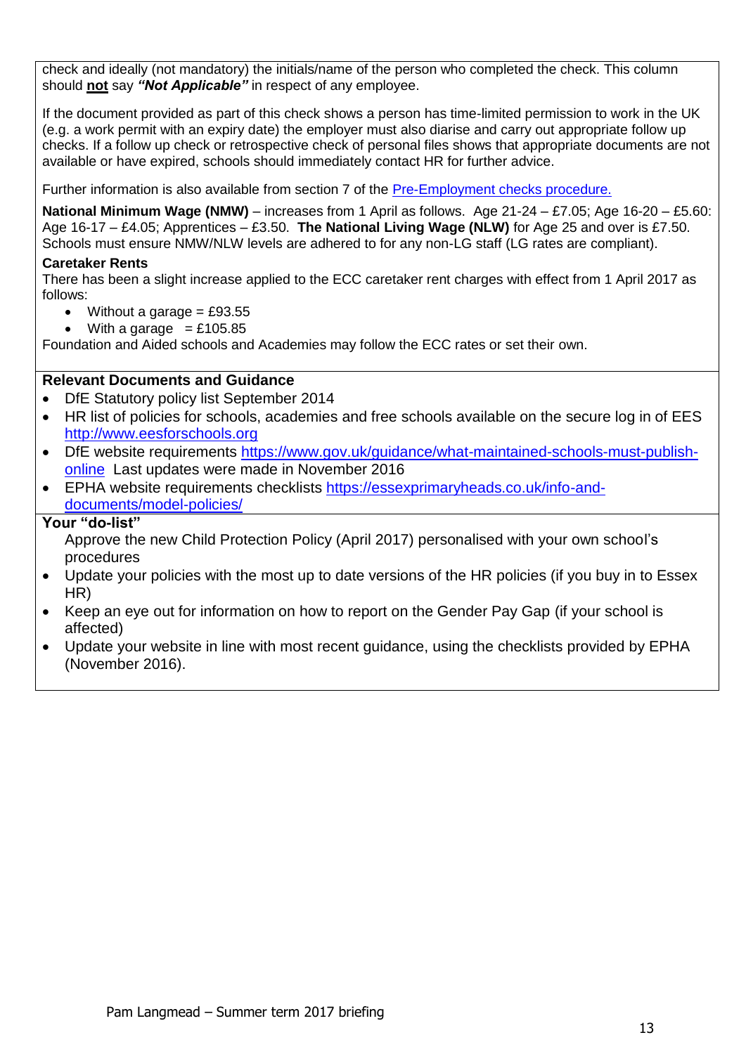check and ideally (not mandatory) the initials/name of the person who completed the check. This column should **not** say ***"Not Applicable"*** in respect of any employee.

If the document provided as part of this check shows a person has time-limited permission to work in the UK (e.g. a work permit with an expiry date) the employer must also diarise and carry out appropriate follow up checks. If a follow up check or retrospective check of personal files shows that appropriate documents are not available or have expired, schools should immediately contact HR for further advice.

Further information is also available from section 7 of the [Pre-Employment checks procedure.]()

**National Minimum Wage (NMW)** – increases from 1 April as follows. Age 21-24 – £7.05; Age 16-20 – £5.60: Age 16-17 – £4.05; Apprentices – £3.50. **The National Living Wage (NLW)** for Age 25 and over is £7.50. Schools must ensure NMW/NLW levels are adhered to for any non-LG staff (LG rates are compliant).

**Caretaker Rents**

There has been a slight increase applied to the ECC caretaker rent charges with effect from 1 April 2017 as follows:

- Without a garage = £93.55
- With a garage = £105.85

Foundation and Aided schools and Academies may follow the ECC rates or set their own.

## Relevant Documents and Guidance

- DfE Statutory policy list September 2014
- HR list of policies for schools, academies and free schools available on the secure log in of EES http://www.eesforschools.org
- DfE website requirements https://www.gov.uk/guidance/what-maintained-schools-must-publish-online Last updates were made in November 2016
- EPHA website requirements checklists https://essexprimaryheads.co.uk/info-and-documents/model-policies/

## Your "do-list"

Approve the new Child Protection Policy (April 2017) personalised with your own school's procedures

- Update your policies with the most up to date versions of the HR policies (if you buy in to Essex HR)
- Keep an eye out for information on how to report on the Gender Pay Gap (if your school is affected)
- Update your website in line with most recent guidance, using the checklists provided by EPHA (November 2016).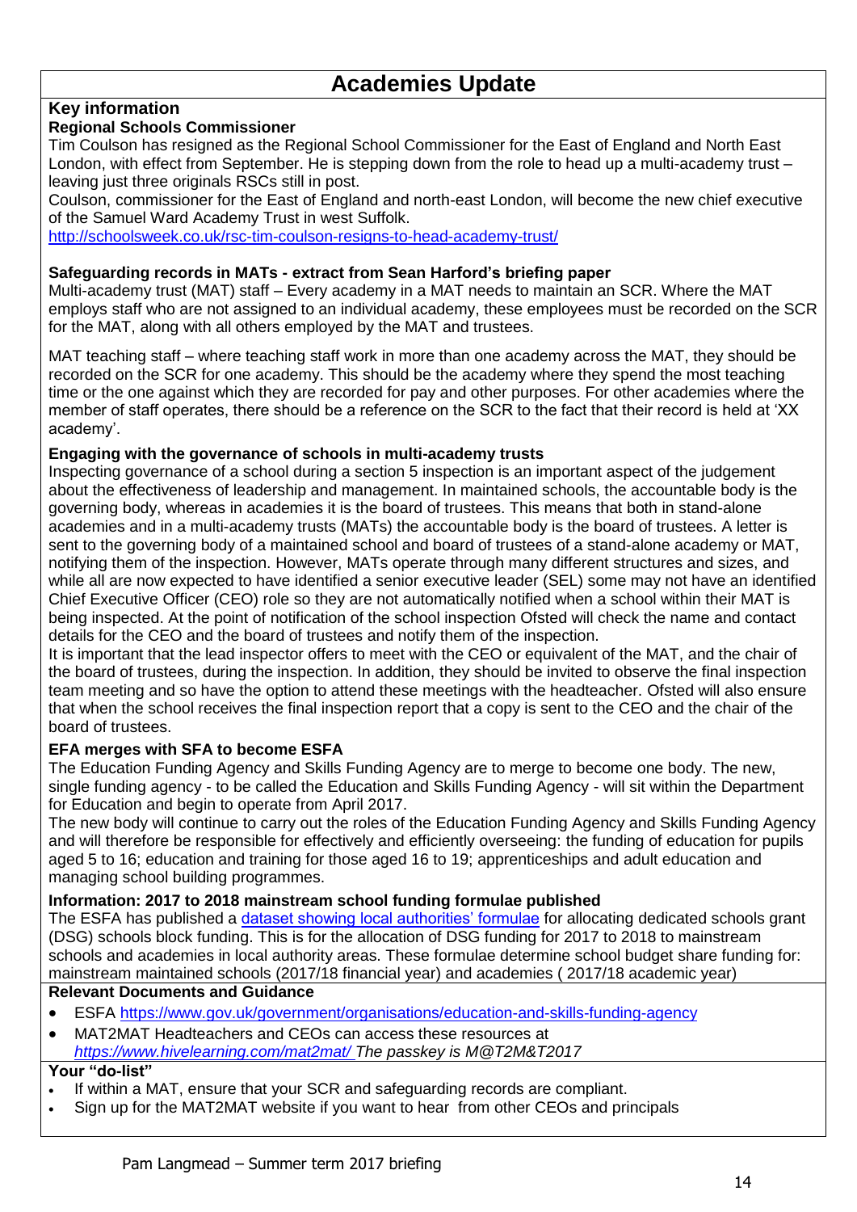# Academies Update

## Key information

### Regional Schools Commissioner

Tim Coulson has resigned as the Regional School Commissioner for the East of England and North East London, with effect from September. He is stepping down from the role to head up a multi-academy trust – leaving just three originals RSCs still in post.

Coulson, commissioner for the East of England and north-east London, will become the new chief executive of the Samuel Ward Academy Trust in west Suffolk.

http://schoolsweek.co.uk/rsc-tim-coulson-resigns-to-head-academy-trust/

### Safeguarding records in MATs - extract from Sean Harford's briefing paper

Multi-academy trust (MAT) staff – Every academy in a MAT needs to maintain an SCR. Where the MAT employs staff who are not assigned to an individual academy, these employees must be recorded on the SCR for the MAT, along with all others employed by the MAT and trustees.

MAT teaching staff – where teaching staff work in more than one academy across the MAT, they should be recorded on the SCR for one academy. This should be the academy where they spend the most teaching time or the one against which they are recorded for pay and other purposes. For other academies where the member of staff operates, there should be a reference on the SCR to the fact that their record is held at 'XX academy'.

### Engaging with the governance of schools in multi-academy trusts

Inspecting governance of a school during a section 5 inspection is an important aspect of the judgement about the effectiveness of leadership and management. In maintained schools, the accountable body is the governing body, whereas in academies it is the board of trustees. This means that both in stand-alone academies and in a multi-academy trusts (MATs) the accountable body is the board of trustees. A letter is sent to the governing body of a maintained school and board of trustees of a stand-alone academy or MAT, notifying them of the inspection. However, MATs operate through many different structures and sizes, and while all are now expected to have identified a senior executive leader (SEL) some may not have an identified Chief Executive Officer (CEO) role so they are not automatically notified when a school within their MAT is being inspected. At the point of notification of the school inspection Ofsted will check the name and contact details for the CEO and the board of trustees and notify them of the inspection.

It is important that the lead inspector offers to meet with the CEO or equivalent of the MAT, and the chair of the board of trustees, during the inspection. In addition, they should be invited to observe the final inspection team meeting and so have the option to attend these meetings with the headteacher. Ofsted will also ensure that when the school receives the final inspection report that a copy is sent to the CEO and the chair of the board of trustees.

### EFA merges with SFA to become ESFA

The Education Funding Agency and Skills Funding Agency are to merge to become one body. The new, single funding agency - to be called the Education and Skills Funding Agency - will sit within the Department for Education and begin to operate from April 2017.

The new body will continue to carry out the roles of the Education Funding Agency and Skills Funding Agency and will therefore be responsible for effectively and efficiently overseeing: the funding of education for pupils aged 5 to 16; education and training for those aged 16 to 19; apprenticeships and adult education and managing school building programmes.

### Information: 2017 to 2018 mainstream school funding formulae published

The ESFA has published a dataset showing local authorities' formulae for allocating dedicated schools grant (DSG) schools block funding. This is for the allocation of DSG funding for 2017 to 2018 to mainstream schools and academies in local authority areas. These formulae determine school budget share funding for: mainstream maintained schools (2017/18 financial year) and academies ( 2017/18 academic year)

## Relevant Documents and Guidance

- ESFA https://www.gov.uk/government/organisations/education-and-skills-funding-agency
- MAT2MAT Headteachers and CEOs can access these resources at *https://www.hivelearning.com/mat2mat/ The passkey is M@T2M&T2017*

## Your "do-list"

- If within a MAT, ensure that your SCR and safeguarding records are compliant.
- Sign up for the MAT2MAT website if you want to hear from other CEOs and principals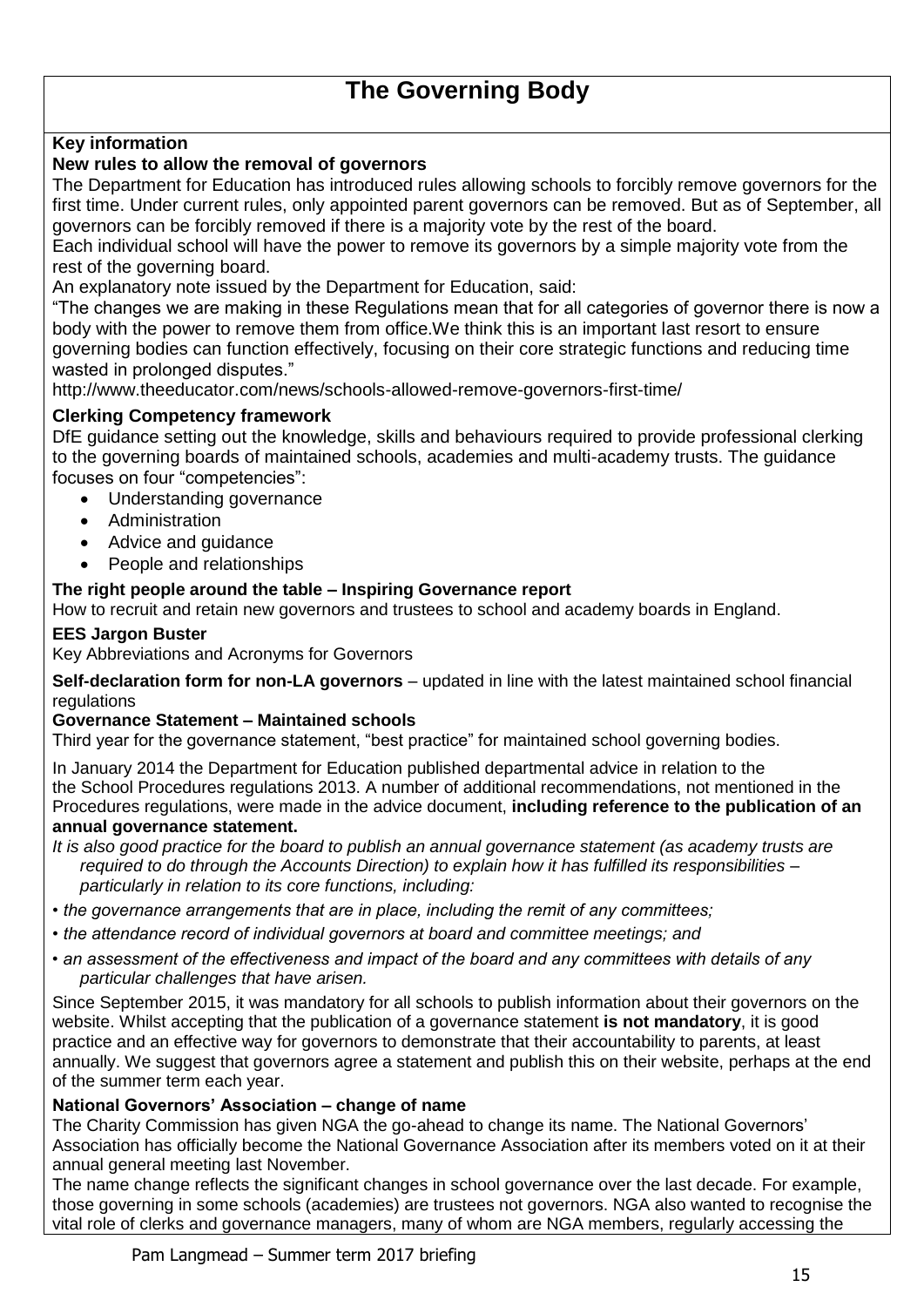# The Governing Body

**Key information**

**New rules to allow the removal of governors**

The Department for Education has introduced rules allowing schools to forcibly remove governors for the first time. Under current rules, only appointed parent governors can be removed. But as of September, all governors can be forcibly removed if there is a majority vote by the rest of the board.

Each individual school will have the power to remove its governors by a simple majority vote from the rest of the governing board.

An explanatory note issued by the Department for Education, said:

"The changes we are making in these Regulations mean that for all categories of governor there is now a body with the power to remove them from office.We think this is an important last resort to ensure governing bodies can function effectively, focusing on their core strategic functions and reducing time wasted in prolonged disputes."

http://www.theeducator.com/news/schools-allowed-remove-governors-first-time/

**Clerking Competency framework**

DfE guidance setting out the knowledge, skills and behaviours required to provide professional clerking to the governing boards of maintained schools, academies and multi-academy trusts. The guidance focuses on four "competencies":

- Understanding governance
- Administration
- Advice and guidance
- People and relationships

**The right people around the table – Inspiring Governance report**

How to recruit and retain new governors and trustees to school and academy boards in England.

**EES Jargon Buster**

Key Abbreviations and Acronyms for Governors

**Self-declaration form for non-LA governors** – updated in line with the latest maintained school financial regulations

**Governance Statement – Maintained schools**

Third year for the governance statement, "best practice" for maintained school governing bodies.

In January 2014 the Department for Education published departmental advice in relation to the the School Procedures regulations 2013. A number of additional recommendations, not mentioned in the Procedures regulations, were made in the advice document, **including reference to the publication of an annual governance statement.**

*It is also good practice for the board to publish an annual governance statement (as academy trusts are required to do through the Accounts Direction) to explain how it has fulfilled its responsibilities – particularly in relation to its core functions, including:*

- *the governance arrangements that are in place, including the remit of any committees;*
- *the attendance record of individual governors at board and committee meetings; and*
- *an assessment of the effectiveness and impact of the board and any committees with details of any particular challenges that have arisen.*

Since September 2015, it was mandatory for all schools to publish information about their governors on the website. Whilst accepting that the publication of a governance statement **is not mandatory**, it is good practice and an effective way for governors to demonstrate that their accountability to parents, at least annually. We suggest that governors agree a statement and publish this on their website, perhaps at the end of the summer term each year.

**National Governors' Association – change of name**

The Charity Commission has given NGA the go-ahead to change its name. The National Governors' Association has officially become the National Governance Association after its members voted on it at their annual general meeting last November.

The name change reflects the significant changes in school governance over the last decade. For example, those governing in some schools (academies) are trustees not governors. NGA also wanted to recognise the vital role of clerks and governance managers, many of whom are NGA members, regularly accessing the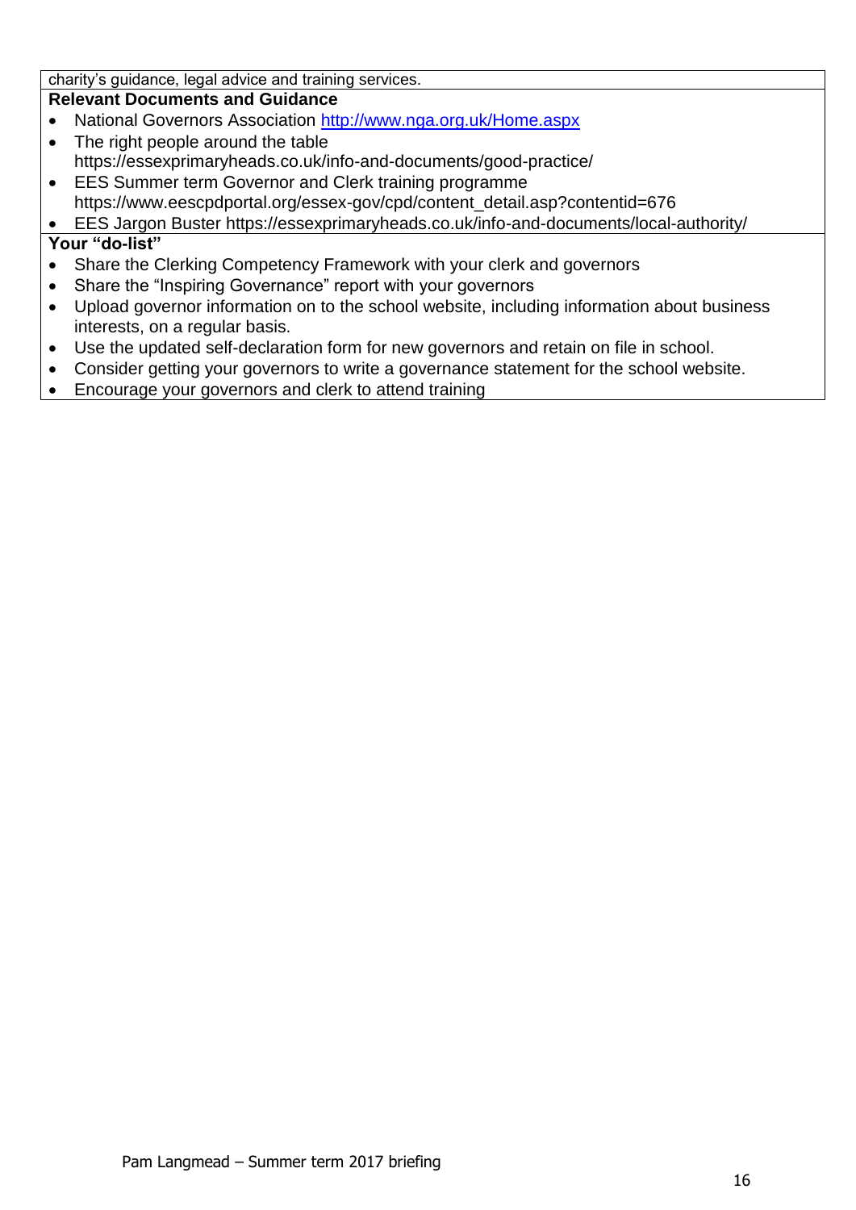charity's guidance, legal advice and training services.

**Relevant Documents and Guidance**

- National Governors Association [http://www.nga.org.uk/Home.aspx](http://www.nga.org.uk/Home.aspx)
- The right people around the table https://essexprimaryheads.co.uk/info-and-documents/good-practice/
- EES Summer term Governor and Clerk training programme https://www.eescpdportal.org/essex-gov/cpd/content_detail.asp?contentid=676
- EES Jargon Buster https://essexprimaryheads.co.uk/info-and-documents/local-authority/

**Your "do-list"**

- Share the Clerking Competency Framework with your clerk and governors
- Share the "Inspiring Governance" report with your governors
- Upload governor information on to the school website, including information about business interests, on a regular basis.
- Use the updated self-declaration form for new governors and retain on file in school.
- Consider getting your governors to write a governance statement for the school website.
- Encourage your governors and clerk to attend training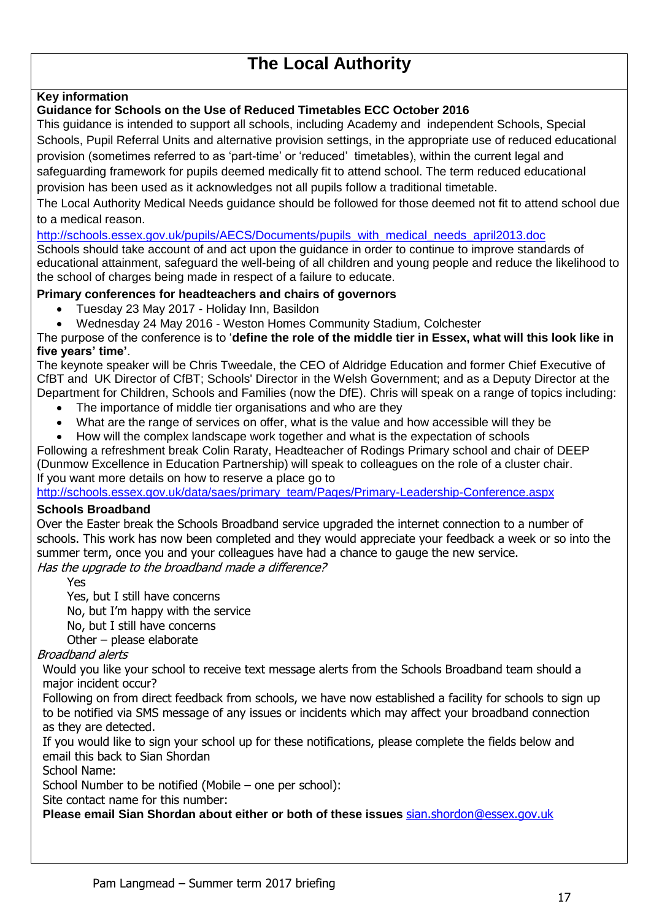# The Local Authority

**Key information**

**Guidance for Schools on the Use of Reduced Timetables ECC October 2016**

This guidance is intended to support all schools, including Academy and independent Schools, Special Schools, Pupil Referral Units and alternative provision settings, in the appropriate use of reduced educational provision (sometimes referred to as 'part-time' or 'reduced' timetables), within the current legal and safeguarding framework for pupils deemed medically fit to attend school. The term reduced educational provision has been used as it acknowledges not all pupils follow a traditional timetable.

The Local Authority Medical Needs guidance should be followed for those deemed not fit to attend school due to a medical reason.

http://schools.essex.gov.uk/pupils/AECS/Documents/pupils_with_medical_needs_april2013.doc

Schools should take account of and act upon the guidance in order to continue to improve standards of educational attainment, safeguard the well-being of all children and young people and reduce the likelihood to the school of charges being made in respect of a failure to educate.

**Primary conferences for headteachers and chairs of governors**

- Tuesday 23 May 2017 - Holiday Inn, Basildon
- Wednesday 24 May 2016 - Weston Homes Community Stadium, Colchester

The purpose of the conference is to '**define the role of the middle tier in Essex, what will this look like in five years' time'**.

The keynote speaker will be Chris Tweedale, the CEO of Aldridge Education and former Chief Executive of CfBT and UK Director of CfBT; Schools' Director in the Welsh Government; and as a Deputy Director at the Department for Children, Schools and Families (now the DfE). Chris will speak on a range of topics including:

- The importance of middle tier organisations and who are they
- What are the range of services on offer, what is the value and how accessible will they be
- How will the complex landscape work together and what is the expectation of schools

Following a refreshment break Colin Raraty, Headteacher of Rodings Primary school and chair of DEEP (Dunmow Excellence in Education Partnership) will speak to colleagues on the role of a cluster chair.

If you want more details on how to reserve a place go to

http://schools.essex.gov.uk/data/saes/primary_team/Pages/Primary-Leadership-Conference.aspx

**Schools Broadband**

Over the Easter break the Schools Broadband service upgraded the internet connection to a number of schools. This work has now been completed and they would appreciate your feedback a week or so into the summer term, once you and your colleagues have had a chance to gauge the new service.

*Has the upgrade to the broadband made a difference?*

Yes
Yes, but I still have concerns
No, but I'm happy with the service
No, but I still have concerns
Other – please elaborate

*Broadband alerts*

Would you like your school to receive text message alerts from the Schools Broadband team should a major incident occur?

Following on from direct feedback from schools, we have now established a facility for schools to sign up to be notified via SMS message of any issues or incidents which may affect your broadband connection as they are detected.

If you would like to sign your school up for these notifications, please complete the fields below and email this back to Sian Shordan

School Name:

School Number to be notified (Mobile – one per school):

Site contact name for this number:

**Please email Sian Shordan about either or both of these issues** sian.shordon@essex.gov.uk

Pam Langmead – Summer term 2017 briefing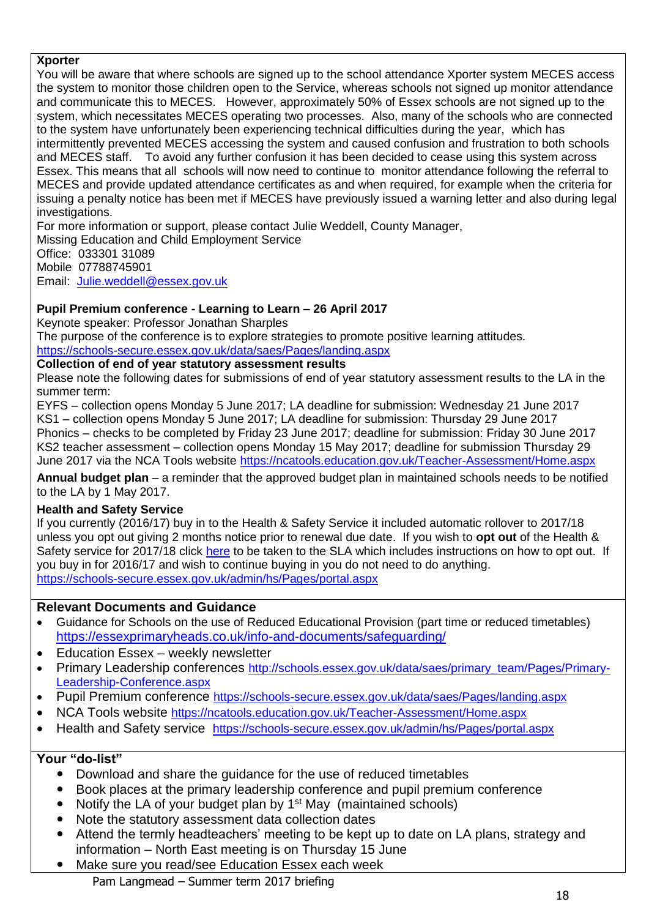**Xporter**

You will be aware that where schools are signed up to the school attendance Xporter system MECES access the system to monitor those children open to the Service, whereas schools not signed up monitor attendance and communicate this to MECES. However, approximately 50% of Essex schools are not signed up to the system, which necessitates MECES operating two processes. Also, many of the schools who are connected to the system have unfortunately been experiencing technical difficulties during the year, which has intermittently prevented MECES accessing the system and caused confusion and frustration to both schools and MECES staff. To avoid any further confusion it has been decided to cease using this system across Essex. This means that all schools will now need to continue to monitor attendance following the referral to MECES and provide updated attendance certificates as and when required, for example when the criteria for issuing a penalty notice has been met if MECES have previously issued a warning letter and also during legal investigations.

For more information or support, please contact Julie Weddell, County Manager,
Missing Education and Child Employment Service
Office: 033301 31089
Mobile 07788745901
Email: [Julie.weddell@essex.gov.uk](mailto:Julie.weddell@essex.gov.uk)

**Pupil Premium conference - Learning to Learn – 26 April 2017**

Keynote speaker: Professor Jonathan Sharples
The purpose of the conference is to explore strategies to promote positive learning attitudes.
https://schools-secure.essex.gov.uk/data/saes/Pages/landing.aspx

**Collection of end of year statutory assessment results**

Please note the following dates for submissions of end of year statutory assessment results to the LA in the summer term:

EYFS – collection opens Monday 5 June 2017; LA deadline for submission: Wednesday 21 June 2017
KS1 – collection opens Monday 5 June 2017; LA deadline for submission: Thursday 29 June 2017
Phonics – checks to be completed by Friday 23 June 2017; deadline for submission: Friday 30 June 2017
KS2 teacher assessment – collection opens Monday 15 May 2017; deadline for submission Thursday 29 June 2017 via the NCA Tools website https://ncatools.education.gov.uk/Teacher-Assessment/Home.aspx

**Annual budget plan** – a reminder that the approved budget plan in maintained schools needs to be notified to the LA by 1 May 2017.

**Health and Safety Service**

If you currently (2016/17) buy in to the Health & Safety Service it included automatic rollover to 2017/18 unless you opt out giving 2 months notice prior to renewal due date. If you wish to **opt out** of the Health & Safety service for 2017/18 click here to be taken to the SLA which includes instructions on how to opt out. If you buy in for 2016/17 and wish to continue buying in you do not need to do anything.
https://schools-secure.essex.gov.uk/admin/hs/Pages/portal.aspx

**Relevant Documents and Guidance**

- Guidance for Schools on the use of Reduced Educational Provision (part time or reduced timetables) https://essexprimaryheads.co.uk/info-and-documents/safeguarding/
- Education Essex – weekly newsletter
- Primary Leadership conferences http://schools.essex.gov.uk/data/saes/primary_team/Pages/Primary-Leadership-Conference.aspx
- Pupil Premium conference https://schools-secure.essex.gov.uk/data/saes/Pages/landing.aspx
- NCA Tools website https://ncatools.education.gov.uk/Teacher-Assessment/Home.aspx
- Health and Safety service https://schools-secure.essex.gov.uk/admin/hs/Pages/portal.aspx

**Your "do-list"**

- Download and share the guidance for the use of reduced timetables
- Book places at the primary leadership conference and pupil premium conference
- Notify the LA of your budget plan by 1st May (maintained schools)
- Note the statutory assessment data collection dates
- Attend the termly headteachers' meeting to be kept up to date on LA plans, strategy and information – North East meeting is on Thursday 15 June
- Make sure you read/see Education Essex each week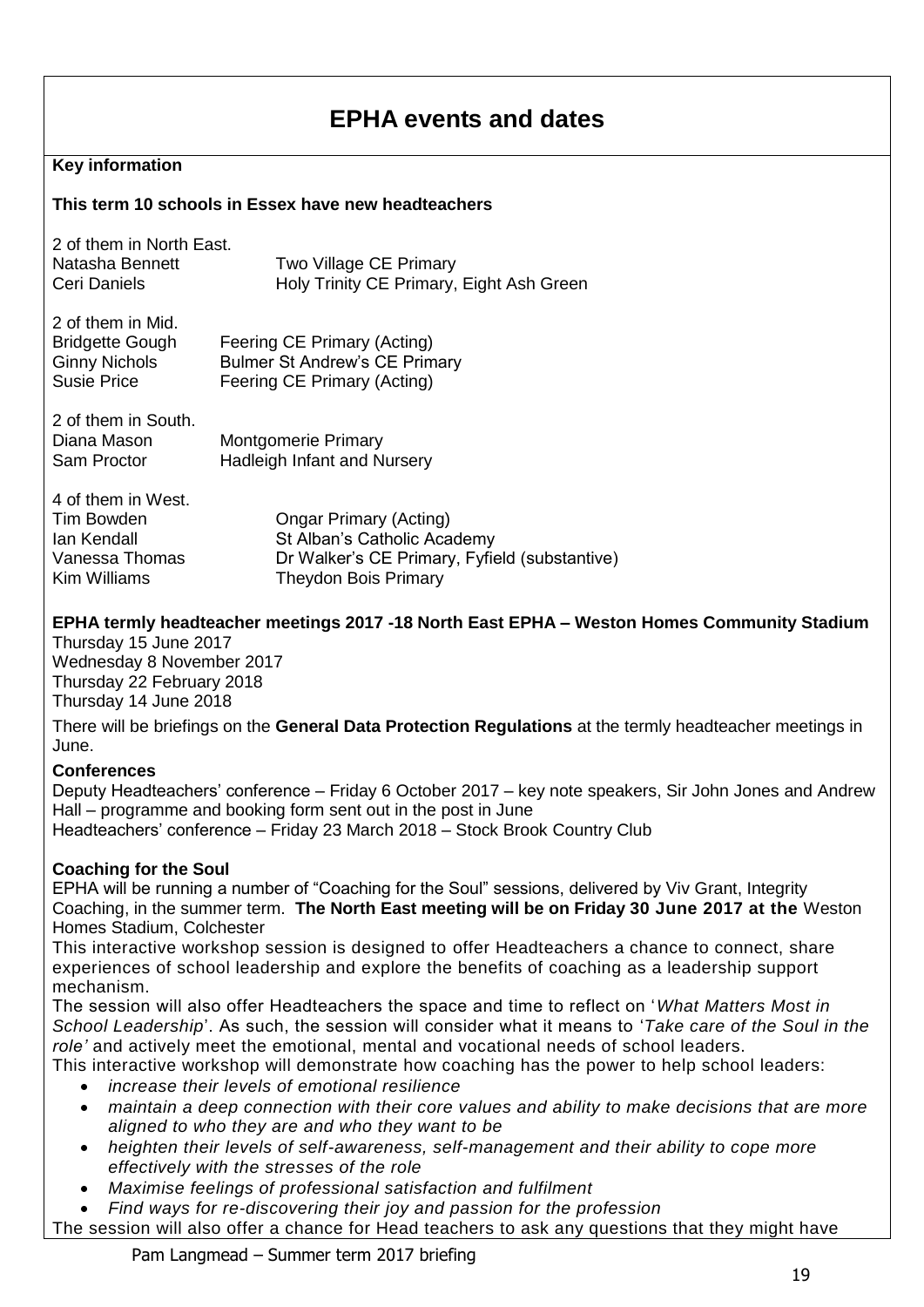# EPHA events and dates

**Key information**

**This term 10 schools in Essex have new headteachers**

2 of them in North East.

| | |
|---|---|
| Natasha Bennett | Two Village CE Primary |
| Ceri Daniels | Holy Trinity CE Primary, Eight Ash Green |

2 of them in Mid.

| | |
|---|---|
| Bridgette Gough | Feering CE Primary (Acting) |
| Ginny Nichols | Bulmer St Andrew's CE Primary |
| Susie Price | Feering CE Primary (Acting) |

2 of them in South.

| | |
|---|---|
| Diana Mason | Montgomerie Primary |
| Sam Proctor | Hadleigh Infant and Nursery |

4 of them in West.

| | |
|---|---|
| Tim Bowden | Ongar Primary (Acting) |
| Ian Kendall | St Alban's Catholic Academy |
| Vanessa Thomas | Dr Walker's CE Primary, Fyfield (substantive) |
| Kim Williams | Theydon Bois Primary |

**EPHA termly headteacher meetings 2017 -18 North East EPHA – Weston Homes Community Stadium**

Thursday 15 June 2017
Wednesday 8 November 2017
Thursday 22 February 2018
Thursday 14 June 2018

There will be briefings on the **General Data Protection Regulations** at the termly headteacher meetings in June.

**Conferences**

Deputy Headteachers' conference – Friday 6 October 2017 – key note speakers, Sir John Jones and Andrew Hall – programme and booking form sent out in the post in June
Headteachers' conference – Friday 23 March 2018 – Stock Brook Country Club

**Coaching for the Soul**

EPHA will be running a number of "Coaching for the Soul" sessions, delivered by Viv Grant, Integrity Coaching, in the summer term. **The North East meeting will be on Friday 30 June 2017 at the** Weston Homes Stadium, Colchester

This interactive workshop session is designed to offer Headteachers a chance to connect, share experiences of school leadership and explore the benefits of coaching as a leadership support mechanism.

The session will also offer Headteachers the space and time to reflect on '*What Matters Most in School Leadership*'. As such, the session will consider what it means to '*Take care of the Soul in the role'* and actively meet the emotional, mental and vocational needs of school leaders.

This interactive workshop will demonstrate how coaching has the power to help school leaders:

- *increase their levels of emotional resilience*
- *maintain a deep connection with their core values and ability to make decisions that are more aligned to who they are and who they want to be*
- *heighten their levels of self-awareness, self-management and their ability to cope more effectively with the stresses of the role*
- *Maximise feelings of professional satisfaction and fulfilment*
- *Find ways for re-discovering their joy and passion for the profession*

The session will also offer a chance for Head teachers to ask any questions that they might have

Pam Langmead – Summer term 2017 briefing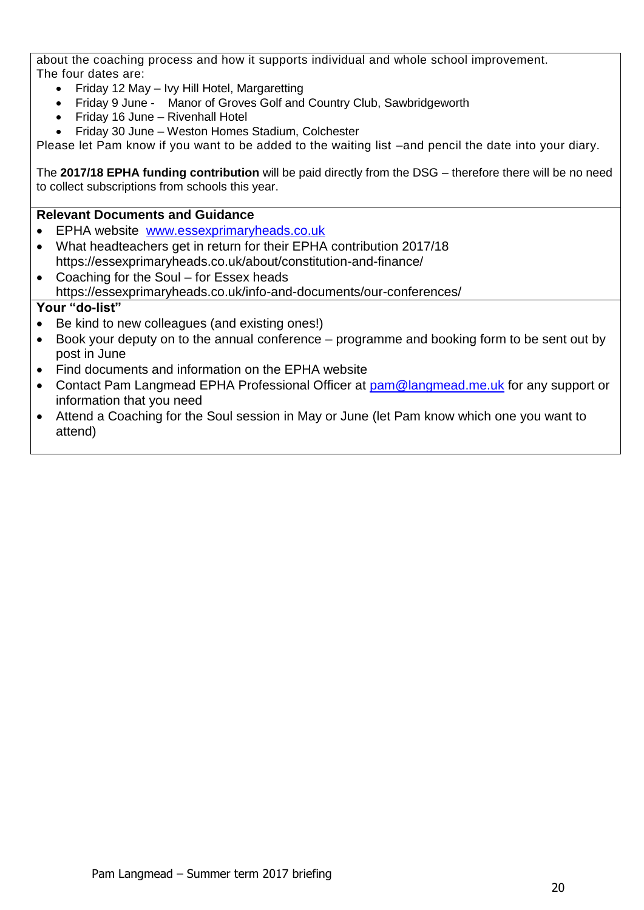about the coaching process and how it supports individual and whole school improvement.
The four dates are:

- Friday 12 May – Ivy Hill Hotel, Margaretting
- Friday 9 June - Manor of Groves Golf and Country Club, Sawbridgeworth
- Friday 16 June – Rivenhall Hotel
- Friday 30 June – Weston Homes Stadium, Colchester

Please let Pam know if you want to be added to the waiting list –and pencil the date into your diary.

The **2017/18 EPHA funding contribution** will be paid directly from the DSG – therefore there will be no need to collect subscriptions from schools this year.

**Relevant Documents and Guidance**

- EPHA website www.essexprimaryheads.co.uk
- What headteachers get in return for their EPHA contribution 2017/18 https://essexprimaryheads.co.uk/about/constitution-and-finance/
- Coaching for the Soul – for Essex heads https://essexprimaryheads.co.uk/info-and-documents/our-conferences/

**Your "do-list"**

- Be kind to new colleagues (and existing ones!)
- Book your deputy on to the annual conference – programme and booking form to be sent out by post in June
- Find documents and information on the EPHA website
- Contact Pam Langmead EPHA Professional Officer at pam@langmead.me.uk for any support or information that you need
- Attend a Coaching for the Soul session in May or June (let Pam know which one you want to attend)